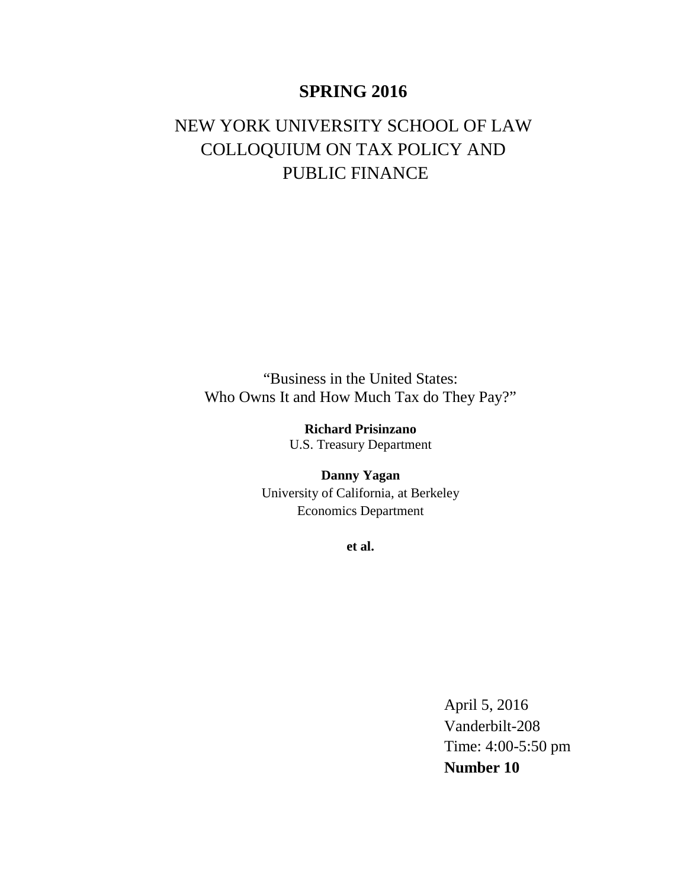# SPRING 2016

## NEW YORK UNIVERSITY SCHOOL OF LAW
## COLLOQUIUM ON TAX POLICY AND
## PUBLIC FINANCE

"Business in the United States:
Who Owns It and How Much Tax do They Pay?"

**Richard Prisinzano**
U.S. Treasury Department

**Danny Yagan**
University of California, at Berkeley
Economics Department

**et al.**

April 5, 2016
Vanderbilt-208
Time: 4:00-5:50 pm
**Number 10**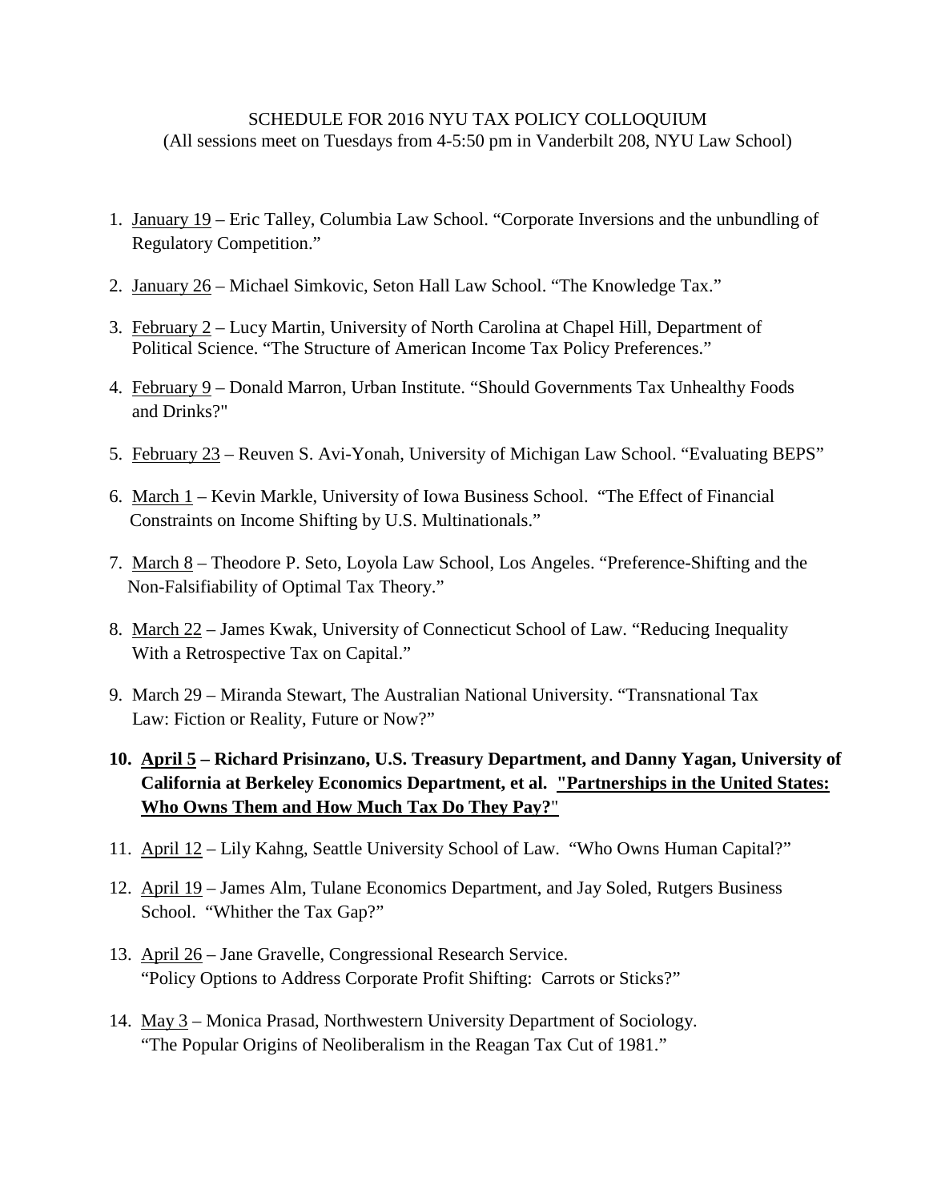SCHEDULE FOR 2016 NYU TAX POLICY COLLOQUIUM
(All sessions meet on Tuesdays from 4-5:50 pm in Vanderbilt 208, NYU Law School)

1. January 19 – Eric Talley, Columbia Law School. "Corporate Inversions and the unbundling of Regulatory Competition."

2. January 26 – Michael Simkovic, Seton Hall Law School. "The Knowledge Tax."

3. February 2 – Lucy Martin, University of North Carolina at Chapel Hill, Department of Political Science. "The Structure of American Income Tax Policy Preferences."

4. February 9 – Donald Marron, Urban Institute. "Should Governments Tax Unhealthy Foods and Drinks?"

5. February 23 – Reuven S. Avi-Yonah, University of Michigan Law School. "Evaluating BEPS"

6. March 1 – Kevin Markle, University of Iowa Business School. "The Effect of Financial Constraints on Income Shifting by U.S. Multinationals."

7. March 8 – Theodore P. Seto, Loyola Law School, Los Angeles. "Preference-Shifting and the Non-Falsifiability of Optimal Tax Theory."

8. March 22 – James Kwak, University of Connecticut School of Law. "Reducing Inequality With a Retrospective Tax on Capital."

9. March 29 – Miranda Stewart, The Australian National University. "Transnational Tax Law: Fiction or Reality, Future or Now?"

10. **April 5 – Richard Prisinzano, U.S. Treasury Department, and Danny Yagan, University of California at Berkeley Economics Department, et al. "Partnerships in the United States: Who Owns Them and How Much Tax Do They Pay?"**

11. April 12 – Lily Kahng, Seattle University School of Law. "Who Owns Human Capital?"

12. April 19 – James Alm, Tulane Economics Department, and Jay Soled, Rutgers Business School. "Whither the Tax Gap?"

13. April 26 – Jane Gravelle, Congressional Research Service. "Policy Options to Address Corporate Profit Shifting: Carrots or Sticks?"

14. May 3 – Monica Prasad, Northwestern University Department of Sociology. "The Popular Origins of Neoliberalism in the Reagan Tax Cut of 1981."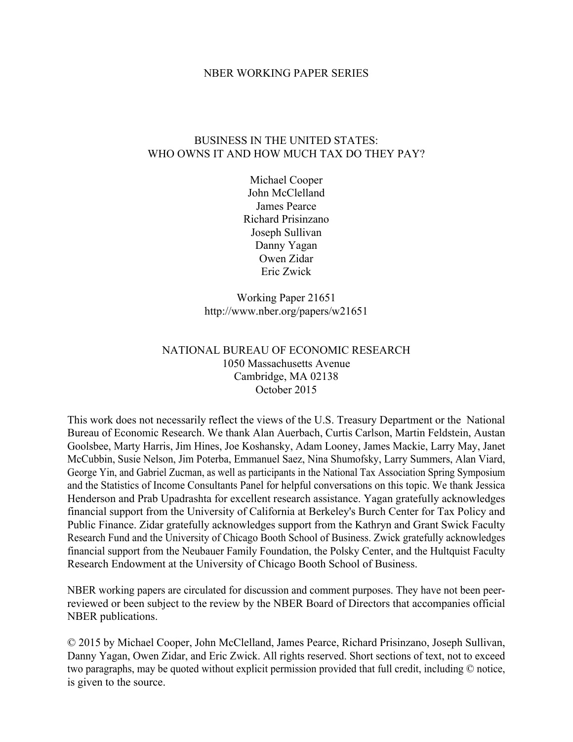NBER WORKING PAPER SERIES

# BUSINESS IN THE UNITED STATES:
# WHO OWNS IT AND HOW MUCH TAX DO THEY PAY?

Michael Cooper
John McClelland
James Pearce
Richard Prisinzano
Joseph Sullivan
Danny Yagan
Owen Zidar
Eric Zwick

Working Paper 21651
http://www.nber.org/papers/w21651

NATIONAL BUREAU OF ECONOMIC RESEARCH
1050 Massachusetts Avenue
Cambridge, MA 02138
October 2015

This work does not necessarily reflect the views of the U.S. Treasury Department or the National Bureau of Economic Research. We thank Alan Auerbach, Curtis Carlson, Martin Feldstein, Austan Goolsbee, Marty Harris, Jim Hines, Joe Koshansky, Adam Looney, James Mackie, Larry May, Janet McCubbin, Susie Nelson, Jim Poterba, Emmanuel Saez, Nina Shumofsky, Larry Summers, Alan Viard, George Yin, and Gabriel Zucman, as well as participants in the National Tax Association Spring Symposium and the Statistics of Income Consultants Panel for helpful conversations on this topic. We thank Jessica Henderson and Prab Upadrashta for excellent research assistance. Yagan gratefully acknowledges financial support from the University of California at Berkeley's Burch Center for Tax Policy and Public Finance. Zidar gratefully acknowledges support from the Kathryn and Grant Swick Faculty Research Fund and the University of Chicago Booth School of Business. Zwick gratefully acknowledges financial support from the Neubauer Family Foundation, the Polsky Center, and the Hultquist Faculty Research Endowment at the University of Chicago Booth School of Business.

NBER working papers are circulated for discussion and comment purposes. They have not been peer-reviewed or been subject to the review by the NBER Board of Directors that accompanies official NBER publications.

© 2015 by Michael Cooper, John McClelland, James Pearce, Richard Prisinzano, Joseph Sullivan, Danny Yagan, Owen Zidar, and Eric Zwick. All rights reserved. Short sections of text, not to exceed two paragraphs, may be quoted without explicit permission provided that full credit, including © notice, is given to the source.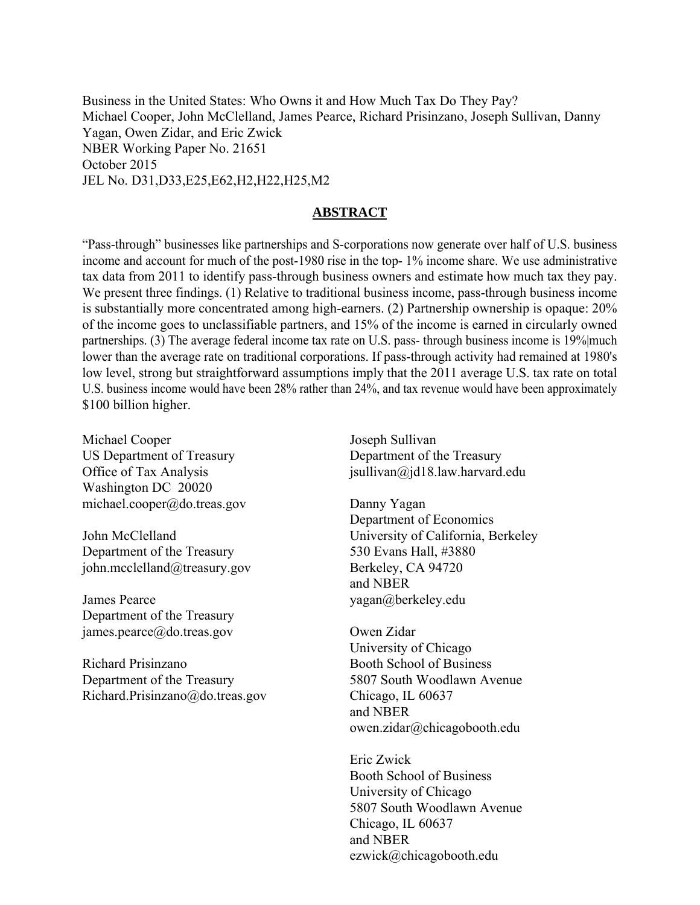Business in the United States: Who Owns it and How Much Tax Do They Pay?
Michael Cooper, John McClelland, James Pearce, Richard Prisinzano, Joseph Sullivan, Danny Yagan, Owen Zidar, and Eric Zwick
NBER Working Paper No. 21651
October 2015
JEL No. D31,D33,E25,E62,H2,H22,H25,M2

## ABSTRACT

"Pass-through" businesses like partnerships and S-corporations now generate over half of U.S. business income and account for much of the post-1980 rise in the top- 1% income share. We use administrative tax data from 2011 to identify pass-through business owners and estimate how much tax they pay. We present three findings. (1) Relative to traditional business income, pass-through business income is substantially more concentrated among high-earners. (2) Partnership ownership is opaque: 20% of the income goes to unclassifiable partners, and 15% of the income is earned in circularly owned partnerships. (3) The average federal income tax rate on U.S. pass- through business income is 19%|much lower than the average rate on traditional corporations. If pass-through activity had remained at 1980's low level, strong but straightforward assumptions imply that the 2011 average U.S. tax rate on total U.S. business income would have been 28% rather than 24%, and tax revenue would have been approximately $100 billion higher.

Michael Cooper
US Department of Treasury
Office of Tax Analysis
Washington DC 20020
michael.cooper@do.treas.gov

John McClelland
Department of the Treasury
john.mcclelland@treasury.gov

James Pearce
Department of the Treasury
james.pearce@do.treas.gov

Richard Prisinzano
Department of the Treasury
Richard.Prisinzano@do.treas.gov

Joseph Sullivan
Department of the Treasury
jsullivan@jd18.law.harvard.edu

Danny Yagan
Department of Economics
University of California, Berkeley
530 Evans Hall, #3880
Berkeley, CA 94720
and NBER
yagan@berkeley.edu

Owen Zidar
University of Chicago
Booth School of Business
5807 South Woodlawn Avenue
Chicago, IL 60637
and NBER
owen.zidar@chicagobooth.edu

Eric Zwick
Booth School of Business
University of Chicago
5807 South Woodlawn Avenue
Chicago, IL 60637
and NBER
ezwick@chicagobooth.edu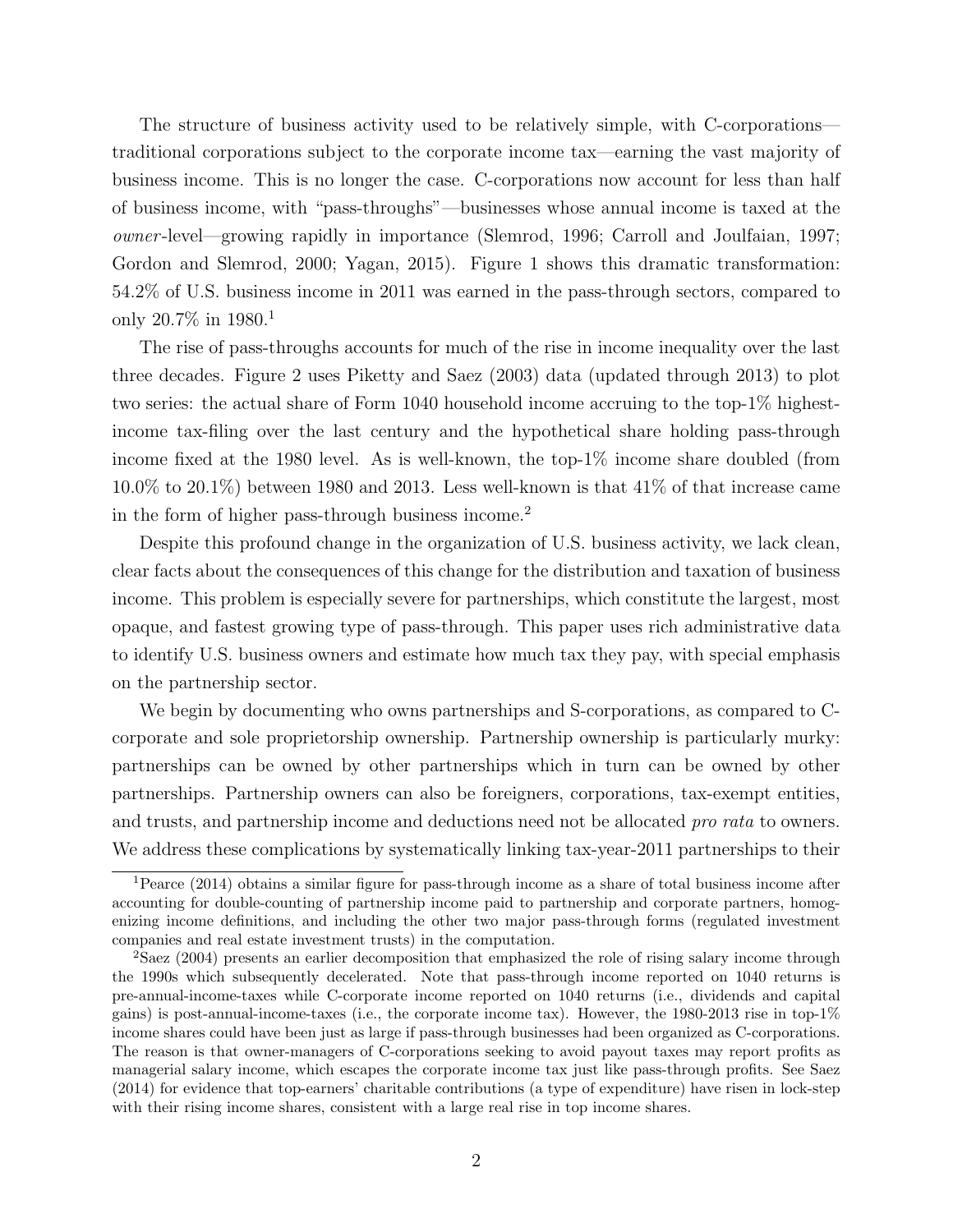The structure of business activity used to be relatively simple, with C-corporations—traditional corporations subject to the corporate income tax—earning the vast majority of business income. This is no longer the case. C-corporations now account for less than half of business income, with "pass-throughs"—businesses whose annual income is taxed at the *owner*-level—growing rapidly in importance (Slemrod, 1996; Carroll and Joulfaian, 1997; Gordon and Slemrod, 2000; Yagan, 2015). Figure 1 shows this dramatic transformation: 54.2% of U.S. business income in 2011 was earned in the pass-through sectors, compared to only 20.7% in 1980.[1]

The rise of pass-throughs accounts for much of the rise in income inequality over the last three decades. Figure 2 uses Piketty and Saez (2003) data (updated through 2013) to plot two series: the actual share of Form 1040 household income accruing to the top-1% highest-income tax-filing over the last century and the hypothetical share holding pass-through income fixed at the 1980 level. As is well-known, the top-1% income share doubled (from 10.0% to 20.1%) between 1980 and 2013. Less well-known is that 41% of that increase came in the form of higher pass-through business income.[2]

Despite this profound change in the organization of U.S. business activity, we lack clean, clear facts about the consequences of this change for the distribution and taxation of business income. This problem is especially severe for partnerships, which constitute the largest, most opaque, and fastest growing type of pass-through. This paper uses rich administrative data to identify U.S. business owners and estimate how much tax they pay, with special emphasis on the partnership sector.

We begin by documenting who owns partnerships and S-corporations, as compared to C-corporate and sole proprietorship ownership. Partnership ownership is particularly murky: partnerships can be owned by other partnerships which in turn can be owned by other partnerships. Partnership owners can also be foreigners, corporations, tax-exempt entities, and trusts, and partnership income and deductions need not be allocated *pro rata* to owners. We address these complications by systematically linking tax-year-2011 partnerships to their

[1] Pearce (2014) obtains a similar figure for pass-through income as a share of total business income after accounting for double-counting of partnership income paid to partnership and corporate partners, homogenizing income definitions, and including the other two major pass-through forms (regulated investment companies and real estate investment trusts) in the computation.

[2] Saez (2004) presents an earlier decomposition that emphasized the role of rising salary income through the 1990s which subsequently decelerated. Note that pass-through income reported on 1040 returns is pre-annual-income-taxes while C-corporate income reported on 1040 returns (i.e., dividends and capital gains) is post-annual-income-taxes (i.e., the corporate income tax). However, the 1980-2013 rise in top-1% income shares could have been just as large if pass-through businesses had been organized as C-corporations. The reason is that owner-managers of C-corporations seeking to avoid payout taxes may report profits as managerial salary income, which escapes the corporate income tax just like pass-through profits. See Saez (2014) for evidence that top-earners' charitable contributions (a type of expenditure) have risen in lock-step with their rising income shares, consistent with a large real rise in top income shares.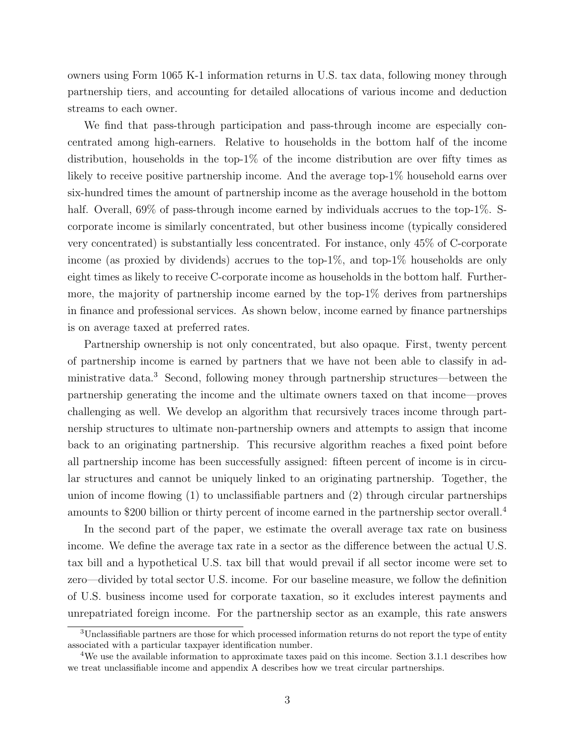owners using Form 1065 K-1 information returns in U.S. tax data, following money through partnership tiers, and accounting for detailed allocations of various income and deduction streams to each owner.

We find that pass-through participation and pass-through income are especially concentrated among high-earners. Relative to households in the bottom half of the income distribution, households in the top-1% of the income distribution are over fifty times as likely to receive positive partnership income. And the average top-1% household earns over six-hundred times the amount of partnership income as the average household in the bottom half. Overall, 69% of pass-through income earned by individuals accrues to the top-1%. S-corporate income is similarly concentrated, but other business income (typically considered very concentrated) is substantially less concentrated. For instance, only 45% of C-corporate income (as proxied by dividends) accrues to the top-1%, and top-1% households are only eight times as likely to receive C-corporate income as households in the bottom half. Furthermore, the majority of partnership income earned by the top-1% derives from partnerships in finance and professional services. As shown below, income earned by finance partnerships is on average taxed at preferred rates.

Partnership ownership is not only concentrated, but also opaque. First, twenty percent of partnership income is earned by partners that we have not been able to classify in administrative data.[3] Second, following money through partnership structures—between the partnership generating the income and the ultimate owners taxed on that income—proves challenging as well. We develop an algorithm that recursively traces income through partnership structures to ultimate non-partnership owners and attempts to assign that income back to an originating partnership. This recursive algorithm reaches a fixed point before all partnership income has been successfully assigned: fifteen percent of income is in circular structures and cannot be uniquely linked to an originating partnership. Together, the union of income flowing (1) to unclassifiable partners and (2) through circular partnerships amounts to $200 billion or thirty percent of income earned in the partnership sector overall.[4]

In the second part of the paper, we estimate the overall average tax rate on business income. We define the average tax rate in a sector as the difference between the actual U.S. tax bill and a hypothetical U.S. tax bill that would prevail if all sector income were set to zero—divided by total sector U.S. income. For our baseline measure, we follow the definition of U.S. business income used for corporate taxation, so it excludes interest payments and unrepatriated foreign income. For the partnership sector as an example, this rate answers

[3] Unclassifiable partners are those for which processed information returns do not report the type of entity associated with a particular taxpayer identification number.

[4] We use the available information to approximate taxes paid on this income. Section 3.1.1 describes how we treat unclassifiable income and appendix A describes how we treat circular partnerships.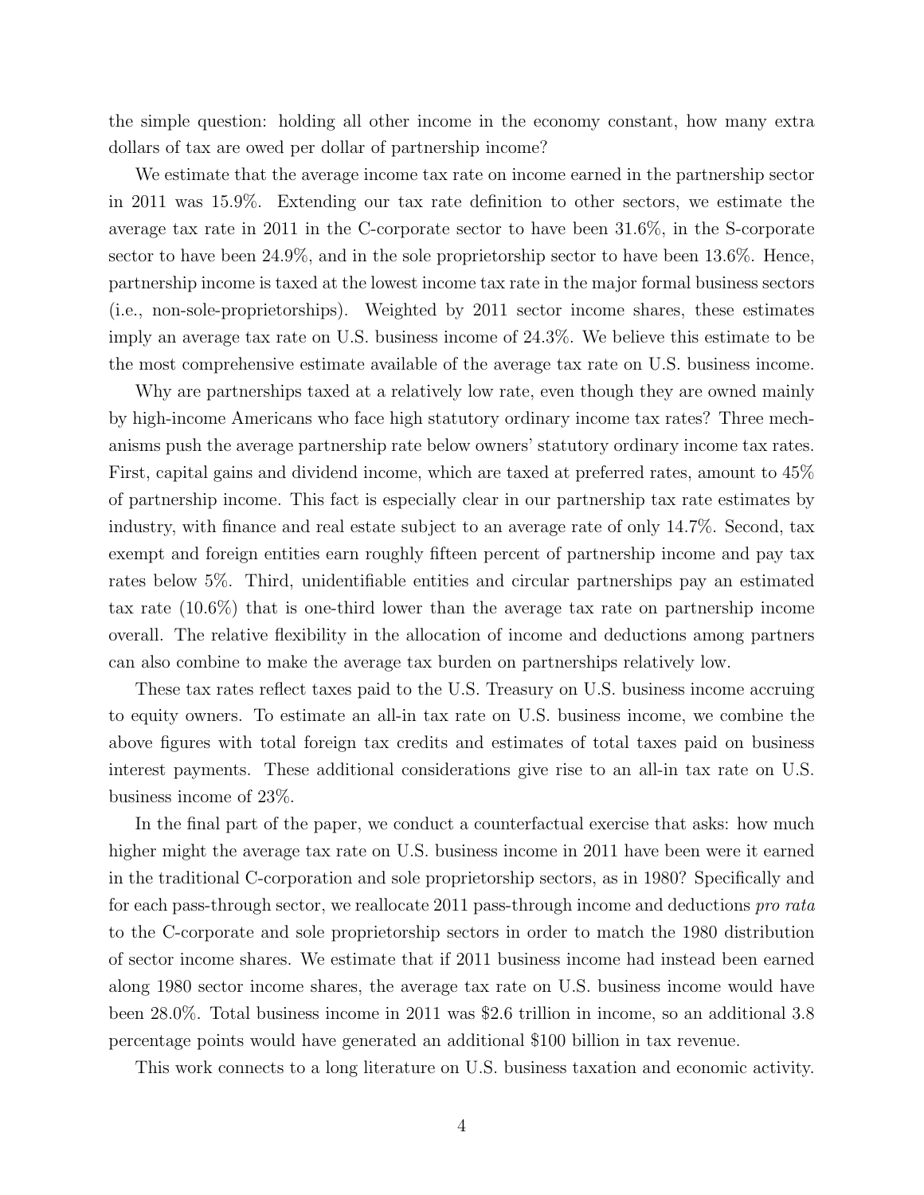the simple question: holding all other income in the economy constant, how many extra dollars of tax are owed per dollar of partnership income?

We estimate that the average income tax rate on income earned in the partnership sector in 2011 was 15.9%. Extending our tax rate definition to other sectors, we estimate the average tax rate in 2011 in the C-corporate sector to have been 31.6%, in the S-corporate sector to have been 24.9%, and in the sole proprietorship sector to have been 13.6%. Hence, partnership income is taxed at the lowest income tax rate in the major formal business sectors (i.e., non-sole-proprietorships). Weighted by 2011 sector income shares, these estimates imply an average tax rate on U.S. business income of 24.3%. We believe this estimate to be the most comprehensive estimate available of the average tax rate on U.S. business income.

Why are partnerships taxed at a relatively low rate, even though they are owned mainly by high-income Americans who face high statutory ordinary income tax rates? Three mechanisms push the average partnership rate below owners' statutory ordinary income tax rates. First, capital gains and dividend income, which are taxed at preferred rates, amount to 45% of partnership income. This fact is especially clear in our partnership tax rate estimates by industry, with finance and real estate subject to an average rate of only 14.7%. Second, tax exempt and foreign entities earn roughly fifteen percent of partnership income and pay tax rates below 5%. Third, unidentifiable entities and circular partnerships pay an estimated tax rate (10.6%) that is one-third lower than the average tax rate on partnership income overall. The relative flexibility in the allocation of income and deductions among partners can also combine to make the average tax burden on partnerships relatively low.

These tax rates reflect taxes paid to the U.S. Treasury on U.S. business income accruing to equity owners. To estimate an all-in tax rate on U.S. business income, we combine the above figures with total foreign tax credits and estimates of total taxes paid on business interest payments. These additional considerations give rise to an all-in tax rate on U.S. business income of 23%.

In the final part of the paper, we conduct a counterfactual exercise that asks: how much higher might the average tax rate on U.S. business income in 2011 have been were it earned in the traditional C-corporation and sole proprietorship sectors, as in 1980? Specifically and for each pass-through sector, we reallocate 2011 pass-through income and deductions *pro rata* to the C-corporate and sole proprietorship sectors in order to match the 1980 distribution of sector income shares. We estimate that if 2011 business income had instead been earned along 1980 sector income shares, the average tax rate on U.S. business income would have been 28.0%. Total business income in 2011 was $2.6 trillion in income, so an additional 3.8 percentage points would have generated an additional $100 billion in tax revenue.

This work connects to a long literature on U.S. business taxation and economic activity.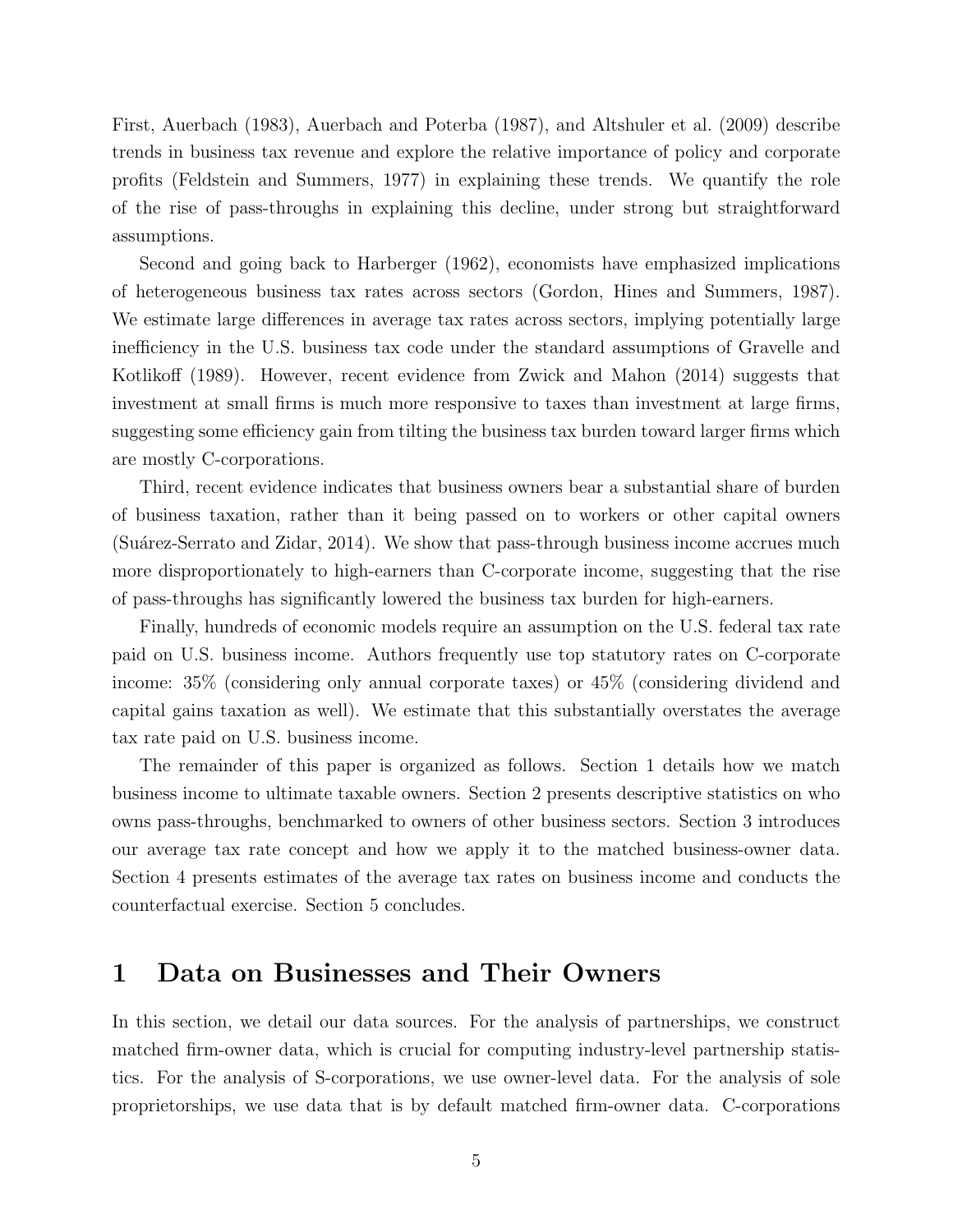First, Auerbach (1983), Auerbach and Poterba (1987), and Altshuler et al. (2009) describe trends in business tax revenue and explore the relative importance of policy and corporate profits (Feldstein and Summers, 1977) in explaining these trends. We quantify the role of the rise of pass-throughs in explaining this decline, under strong but straightforward assumptions.

Second and going back to Harberger (1962), economists have emphasized implications of heterogeneous business tax rates across sectors (Gordon, Hines and Summers, 1987). We estimate large differences in average tax rates across sectors, implying potentially large inefficiency in the U.S. business tax code under the standard assumptions of Gravelle and Kotlikoff (1989). However, recent evidence from Zwick and Mahon (2014) suggests that investment at small firms is much more responsive to taxes than investment at large firms, suggesting some efficiency gain from tilting the business tax burden toward larger firms which are mostly C-corporations.

Third, recent evidence indicates that business owners bear a substantial share of burden of business taxation, rather than it being passed on to workers or other capital owners (Suárez-Serrato and Zidar, 2014). We show that pass-through business income accrues much more disproportionately to high-earners than C-corporate income, suggesting that the rise of pass-throughs has significantly lowered the business tax burden for high-earners.

Finally, hundreds of economic models require an assumption on the U.S. federal tax rate paid on U.S. business income. Authors frequently use top statutory rates on C-corporate income: 35% (considering only annual corporate taxes) or 45% (considering dividend and capital gains taxation as well). We estimate that this substantially overstates the average tax rate paid on U.S. business income.

The remainder of this paper is organized as follows. Section 1 details how we match business income to ultimate taxable owners. Section 2 presents descriptive statistics on who owns pass-throughs, benchmarked to owners of other business sectors. Section 3 introduces our average tax rate concept and how we apply it to the matched business-owner data. Section 4 presents estimates of the average tax rates on business income and conducts the counterfactual exercise. Section 5 concludes.

# 1 Data on Businesses and Their Owners

In this section, we detail our data sources. For the analysis of partnerships, we construct matched firm-owner data, which is crucial for computing industry-level partnership statistics. For the analysis of S-corporations, we use owner-level data. For the analysis of sole proprietorships, we use data that is by default matched firm-owner data. C-corporations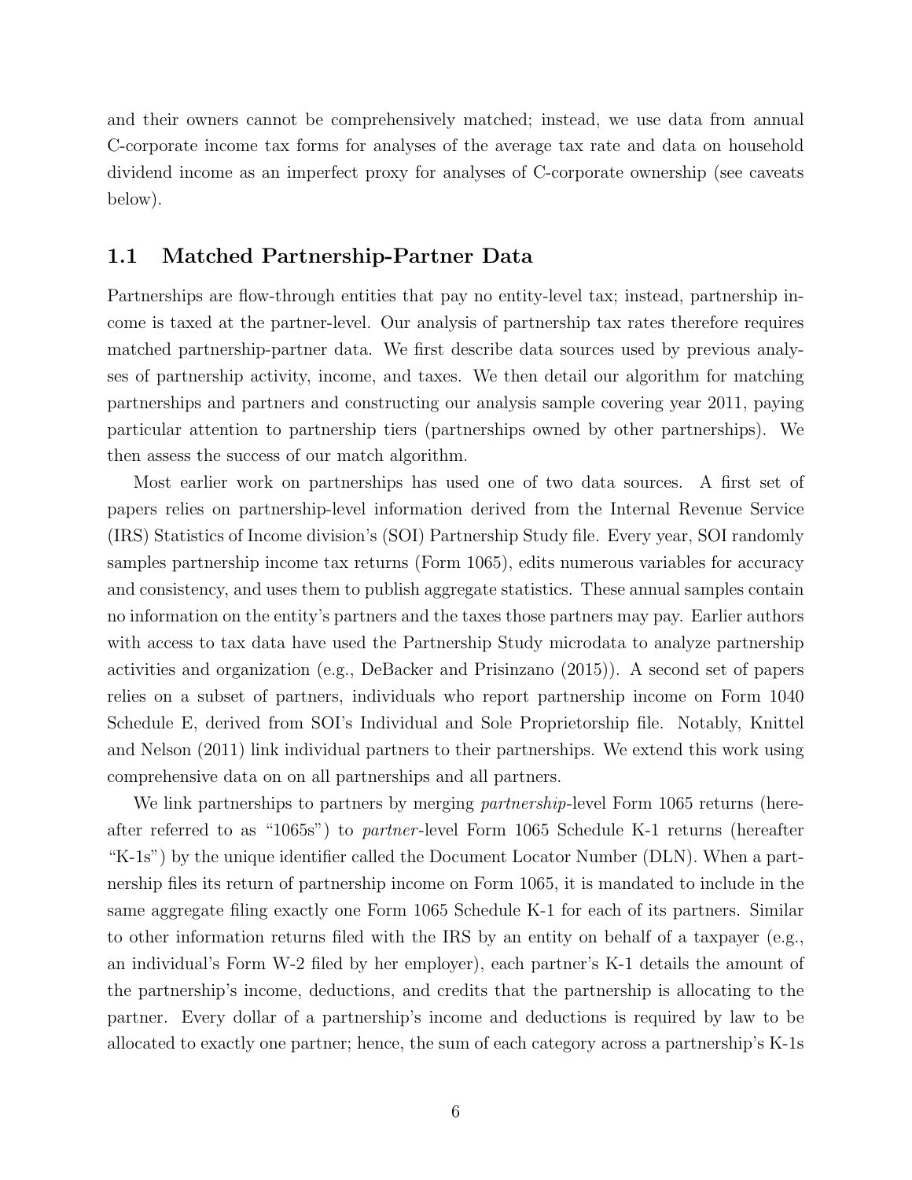and their owners cannot be comprehensively matched; instead, we use data from annual C-corporate income tax forms for analyses of the average tax rate and data on household dividend income as an imperfect proxy for analyses of C-corporate ownership (see caveats below).

## 1.1 Matched Partnership-Partner Data

Partnerships are flow-through entities that pay no entity-level tax; instead, partnership income is taxed at the partner-level. Our analysis of partnership tax rates therefore requires matched partnership-partner data. We first describe data sources used by previous analyses of partnership activity, income, and taxes. We then detail our algorithm for matching partnerships and partners and constructing our analysis sample covering year 2011, paying particular attention to partnership tiers (partnerships owned by other partnerships). We then assess the success of our match algorithm.

Most earlier work on partnerships has used one of two data sources. A first set of papers relies on partnership-level information derived from the Internal Revenue Service (IRS) Statistics of Income division's (SOI) Partnership Study file. Every year, SOI randomly samples partnership income tax returns (Form 1065), edits numerous variables for accuracy and consistency, and uses them to publish aggregate statistics. These annual samples contain no information on the entity's partners and the taxes those partners may pay. Earlier authors with access to tax data have used the Partnership Study microdata to analyze partnership activities and organization (e.g., DeBacker and Prisinzano (2015)). A second set of papers relies on a subset of partners, individuals who report partnership income on Form 1040 Schedule E, derived from SOI's Individual and Sole Proprietorship file. Notably, Knittel and Nelson (2011) link individual partners to their partnerships. We extend this work using comprehensive data on on all partnerships and all partners.

We link partnerships to partners by merging *partnership*-level Form 1065 returns (hereafter referred to as "1065s") to *partner*-level Form 1065 Schedule K-1 returns (hereafter "K-1s") by the unique identifier called the Document Locator Number (DLN). When a partnership files its return of partnership income on Form 1065, it is mandated to include in the same aggregate filing exactly one Form 1065 Schedule K-1 for each of its partners. Similar to other information returns filed with the IRS by an entity on behalf of a taxpayer (e.g., an individual's Form W-2 filed by her employer), each partner's K-1 details the amount of the partnership's income, deductions, and credits that the partnership is allocating to the partner. Every dollar of a partnership's income and deductions is required by law to be allocated to exactly one partner; hence, the sum of each category across a partnership's K-1s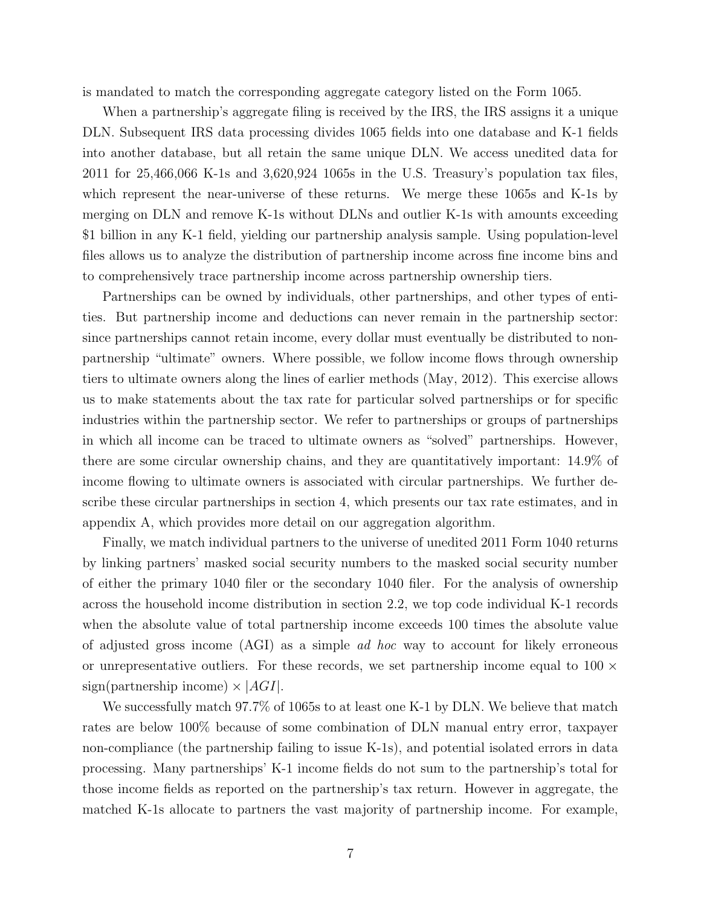is mandated to match the corresponding aggregate category listed on the Form 1065.

When a partnership's aggregate filing is received by the IRS, the IRS assigns it a unique DLN. Subsequent IRS data processing divides 1065 fields into one database and K-1 fields into another database, but all retain the same unique DLN. We access unedited data for 2011 for 25,466,066 K-1s and 3,620,924 1065s in the U.S. Treasury's population tax files, which represent the near-universe of these returns. We merge these 1065s and K-1s by merging on DLN and remove K-1s without DLNs and outlier K-1s with amounts exceeding \$1 billion in any K-1 field, yielding our partnership analysis sample. Using population-level files allows us to analyze the distribution of partnership income across fine income bins and to comprehensively trace partnership income across partnership ownership tiers.

Partnerships can be owned by individuals, other partnerships, and other types of entities. But partnership income and deductions can never remain in the partnership sector: since partnerships cannot retain income, every dollar must eventually be distributed to non-partnership "ultimate" owners. Where possible, we follow income flows through ownership tiers to ultimate owners along the lines of earlier methods (May, 2012). This exercise allows us to make statements about the tax rate for particular solved partnerships or for specific industries within the partnership sector. We refer to partnerships or groups of partnerships in which all income can be traced to ultimate owners as "solved" partnerships. However, there are some circular ownership chains, and they are quantitatively important: 14.9% of income flowing to ultimate owners is associated with circular partnerships. We further describe these circular partnerships in section 4, which presents our tax rate estimates, and in appendix A, which provides more detail on our aggregation algorithm.

Finally, we match individual partners to the universe of unedited 2011 Form 1040 returns by linking partners' masked social security numbers to the masked social security number of either the primary 1040 filer or the secondary 1040 filer. For the analysis of ownership across the household income distribution in section 2.2, we top code individual K-1 records when the absolute value of total partnership income exceeds 100 times the absolute value of adjusted gross income (AGI) as a simple *ad hoc* way to account for likely erroneous or unrepresentative outliers. For these records, we set partnership income equal to $100 \times \text{sign(partnership income)} \times |AGI|$.

We successfully match 97.7% of 1065s to at least one K-1 by DLN. We believe that match rates are below 100% because of some combination of DLN manual entry error, taxpayer non-compliance (the partnership failing to issue K-1s), and potential isolated errors in data processing. Many partnerships' K-1 income fields do not sum to the partnership's total for those income fields as reported on the partnership's tax return. However in aggregate, the matched K-1s allocate to partners the vast majority of partnership income. For example,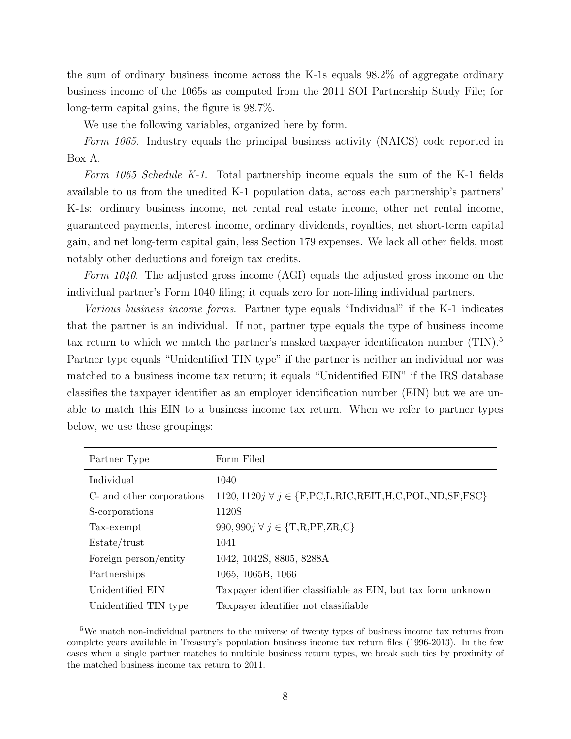the sum of ordinary business income across the K-1s equals 98.2% of aggregate ordinary business income of the 1065s as computed from the 2011 SOI Partnership Study File; for long-term capital gains, the figure is 98.7%.

We use the following variables, organized here by form.

*Form 1065.* Industry equals the principal business activity (NAICS) code reported in Box A.

*Form 1065 Schedule K-1.* Total partnership income equals the sum of the K-1 fields available to us from the unedited K-1 population data, across each partnership's partners' K-1s: ordinary business income, net rental real estate income, other net rental income, guaranteed payments, interest income, ordinary dividends, royalties, net short-term capital gain, and net long-term capital gain, less Section 179 expenses. We lack all other fields, most notably other deductions and foreign tax credits.

*Form 1040.* The adjusted gross income (AGI) equals the adjusted gross income on the individual partner's Form 1040 filing; it equals zero for non-filing individual partners.

*Various business income forms.* Partner type equals "Individual" if the K-1 indicates that the partner is an individual. If not, partner type equals the type of business income tax return to which we match the partner's masked taxpayer identificaton number (TIN).[5] Partner type equals "Unidentified TIN type" if the partner is neither an individual nor was matched to a business income tax return; it equals "Unidentified EIN" if the IRS database classifies the taxpayer identifier as an employer identification number (EIN) but we are unable to match this EIN to a business income tax return. When we refer to partner types below, we use these groupings:

| Partner Type | Form Filed |
|---|---|
| Individual | 1040 |
| C- and other corporations | $1120, 1120j \ \forall \ j \in$ {F,PC,L,RIC,REIT,H,C,POL,ND,SF,FSC} |
| S-corporations | 1120S |
| Tax-exempt | $990, 990j \ \forall \ j \in$ {T,R,PF,ZR,C} |
| Estate/trust | 1041 |
| Foreign person/entity | 1042, 1042S, 8805, 8288A |
| Partnerships | 1065, 1065B, 1066 |
| Unidentified EIN | Taxpayer identifier classifiable as EIN, but tax form unknown |
| Unidentified TIN type | Taxpayer identifier not classifiable |

[5] We match non-individual partners to the universe of twenty types of business income tax returns from complete years available in Treasury's population business income tax return files (1996-2013). In the few cases when a single partner matches to multiple business return types, we break such ties by proximity of the matched business income tax return to 2011.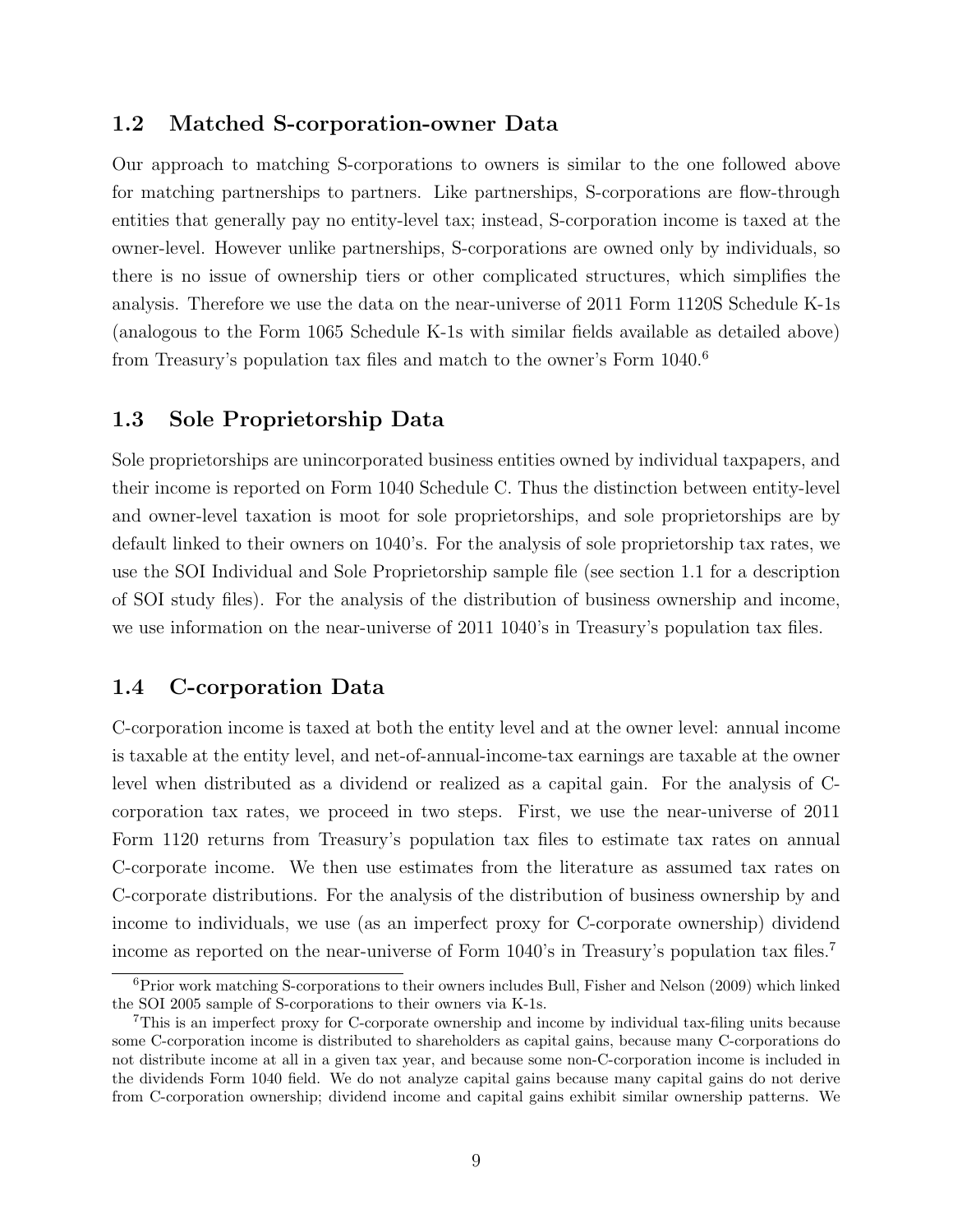## 1.2 Matched S-corporation-owner Data

Our approach to matching S-corporations to owners is similar to the one followed above for matching partnerships to partners. Like partnerships, S-corporations are flow-through entities that generally pay no entity-level tax; instead, S-corporation income is taxed at the owner-level. However unlike partnerships, S-corporations are owned only by individuals, so there is no issue of ownership tiers or other complicated structures, which simplifies the analysis. Therefore we use the data on the near-universe of 2011 Form 1120S Schedule K-1s (analogous to the Form 1065 Schedule K-1s with similar fields available as detailed above) from Treasury's population tax files and match to the owner's Form 1040.[6]

## 1.3 Sole Proprietorship Data

Sole proprietorships are unincorporated business entities owned by individual taxpapers, and their income is reported on Form 1040 Schedule C. Thus the distinction between entity-level and owner-level taxation is moot for sole proprietorships, and sole proprietorships are by default linked to their owners on 1040's. For the analysis of sole proprietorship tax rates, we use the SOI Individual and Sole Proprietorship sample file (see section 1.1 for a description of SOI study files). For the analysis of the distribution of business ownership and income, we use information on the near-universe of 2011 1040's in Treasury's population tax files.

## 1.4 C-corporation Data

C-corporation income is taxed at both the entity level and at the owner level: annual income is taxable at the entity level, and net-of-annual-income-tax earnings are taxable at the owner level when distributed as a dividend or realized as a capital gain. For the analysis of C-corporation tax rates, we proceed in two steps. First, we use the near-universe of 2011 Form 1120 returns from Treasury's population tax files to estimate tax rates on annual C-corporate income. We then use estimates from the literature as assumed tax rates on C-corporate distributions. For the analysis of the distribution of business ownership by and income to individuals, we use (as an imperfect proxy for C-corporate ownership) dividend income as reported on the near-universe of Form 1040's in Treasury's population tax files.[7]

[6] Prior work matching S-corporations to their owners includes Bull, Fisher and Nelson (2009) which linked the SOI 2005 sample of S-corporations to their owners via K-1s.

[7] This is an imperfect proxy for C-corporate ownership and income by individual tax-filing units because some C-corporation income is distributed to shareholders as capital gains, because many C-corporations do not distribute income at all in a given tax year, and because some non-C-corporation income is included in the dividends Form 1040 field. We do not analyze capital gains because many capital gains do not derive from C-corporation ownership; dividend income and capital gains exhibit similar ownership patterns. We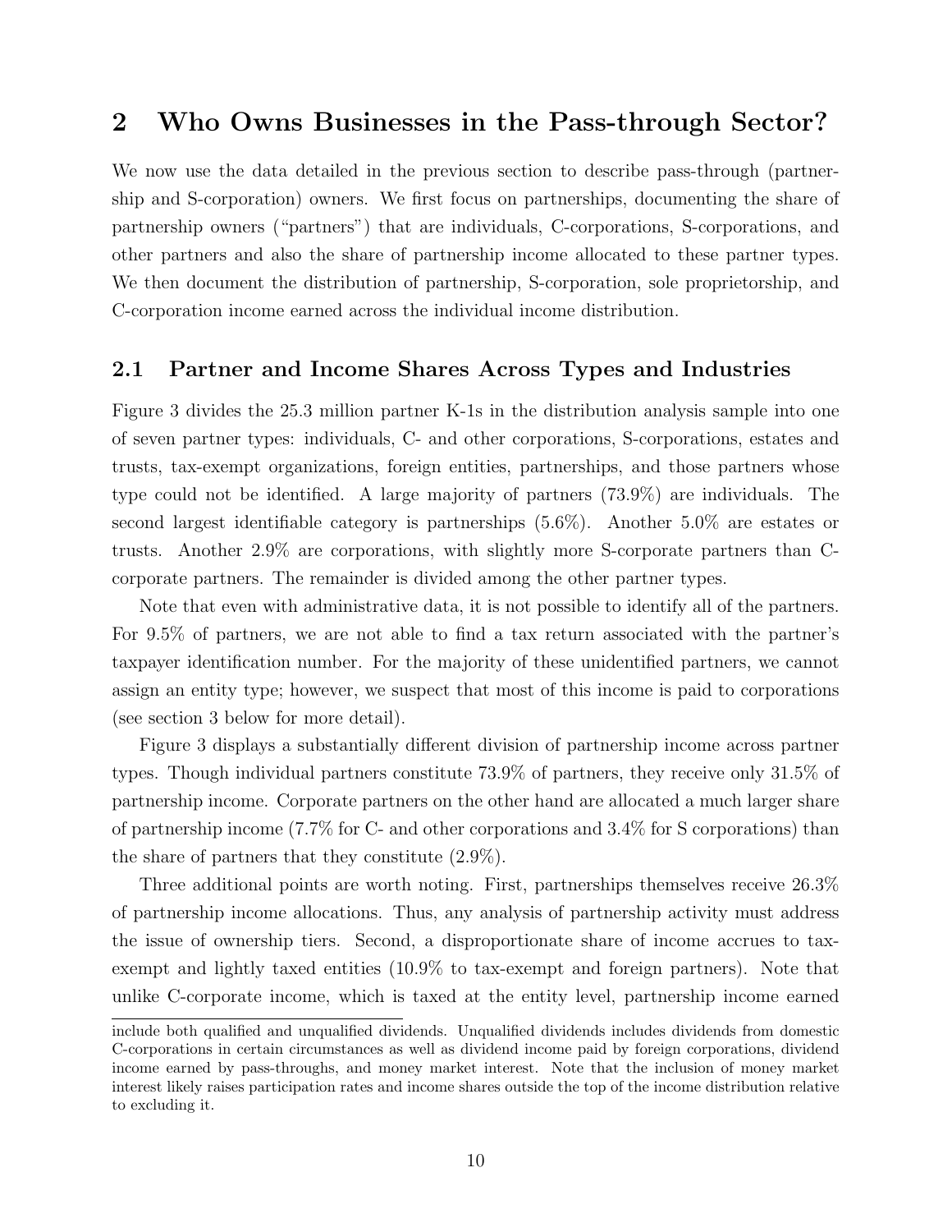## 2 Who Owns Businesses in the Pass-through Sector?

We now use the data detailed in the previous section to describe pass-through (partnership and S-corporation) owners. We first focus on partnerships, documenting the share of partnership owners ("partners") that are individuals, C-corporations, S-corporations, and other partners and also the share of partnership income allocated to these partner types. We then document the distribution of partnership, S-corporation, sole proprietorship, and C-corporation income earned across the individual income distribution.

### 2.1 Partner and Income Shares Across Types and Industries

Figure 3 divides the 25.3 million partner K-1s in the distribution analysis sample into one of seven partner types: individuals, C- and other corporations, S-corporations, estates and trusts, tax-exempt organizations, foreign entities, partnerships, and those partners whose type could not be identified. A large majority of partners (73.9%) are individuals. The second largest identifiable category is partnerships (5.6%). Another 5.0% are estates or trusts. Another 2.9% are corporations, with slightly more S-corporate partners than C-corporate partners. The remainder is divided among the other partner types.

Note that even with administrative data, it is not possible to identify all of the partners. For 9.5% of partners, we are not able to find a tax return associated with the partner's taxpayer identification number. For the majority of these unidentified partners, we cannot assign an entity type; however, we suspect that most of this income is paid to corporations (see section 3 below for more detail).

Figure 3 displays a substantially different division of partnership income across partner types. Though individual partners constitute 73.9% of partners, they receive only 31.5% of partnership income. Corporate partners on the other hand are allocated a much larger share of partnership income (7.7% for C- and other corporations and 3.4% for S corporations) than the share of partners that they constitute (2.9%).

Three additional points are worth noting. First, partnerships themselves receive 26.3% of partnership income allocations. Thus, any analysis of partnership activity must address the issue of ownership tiers. Second, a disproportionate share of income accrues to tax-exempt and lightly taxed entities (10.9% to tax-exempt and foreign partners). Note that unlike C-corporate income, which is taxed at the entity level, partnership income earned

include both qualified and unqualified dividends. Unqualified dividends includes dividends from domestic C-corporations in certain circumstances as well as dividend income paid by foreign corporations, dividend income earned by pass-throughs, and money market interest. Note that the inclusion of money market interest likely raises participation rates and income shares outside the top of the income distribution relative to excluding it.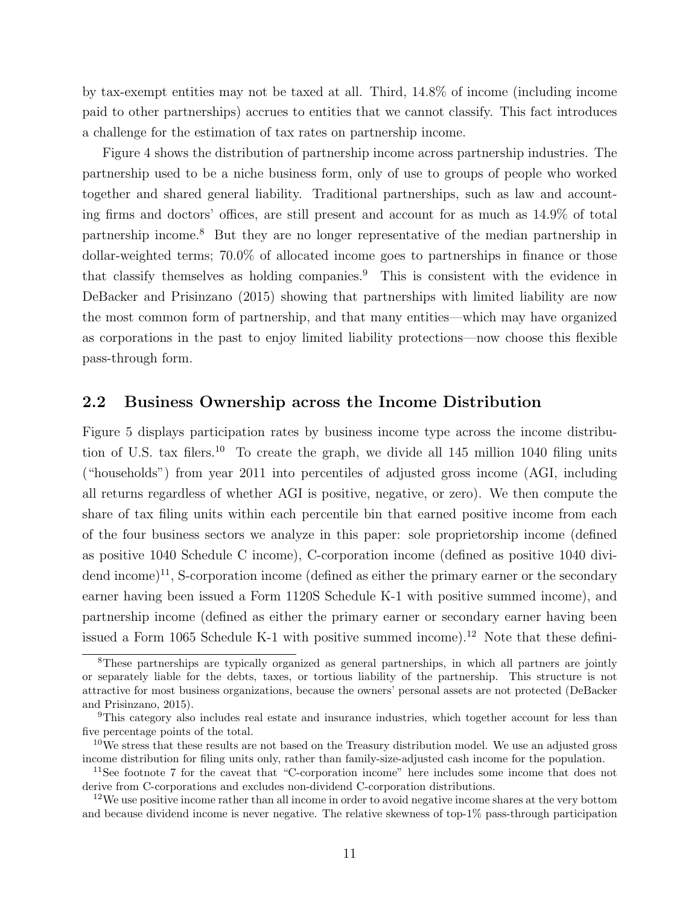by tax-exempt entities may not be taxed at all. Third, 14.8% of income (including income paid to other partnerships) accrues to entities that we cannot classify. This fact introduces a challenge for the estimation of tax rates on partnership income.

Figure 4 shows the distribution of partnership income across partnership industries. The partnership used to be a niche business form, only of use to groups of people who worked together and shared general liability. Traditional partnerships, such as law and accounting firms and doctors' offices, are still present and account for as much as 14.9% of total partnership income.[8] But they are no longer representative of the median partnership in dollar-weighted terms; 70.0% of allocated income goes to partnerships in finance or those that classify themselves as holding companies.[9] This is consistent with the evidence in DeBacker and Prisinzano (2015) showing that partnerships with limited liability are now the most common form of partnership, and that many entities—which may have organized as corporations in the past to enjoy limited liability protections—now choose this flexible pass-through form.

## 2.2 Business Ownership across the Income Distribution

Figure 5 displays participation rates by business income type across the income distribution of U.S. tax filers.[10] To create the graph, we divide all 145 million 1040 filing units ("households") from year 2011 into percentiles of adjusted gross income (AGI, including all returns regardless of whether AGI is positive, negative, or zero). We then compute the share of tax filing units within each percentile bin that earned positive income from each of the four business sectors we analyze in this paper: sole proprietorship income (defined as positive 1040 Schedule C income), C-corporation income (defined as positive 1040 dividend income)[11], S-corporation income (defined as either the primary earner or the secondary earner having been issued a Form 1120S Schedule K-1 with positive summed income), and partnership income (defined as either the primary earner or secondary earner having been issued a Form 1065 Schedule K-1 with positive summed income).[12] Note that these defini-

[8] These partnerships are typically organized as general partnerships, in which all partners are jointly or separately liable for the debts, taxes, or tortious liability of the partnership. This structure is not attractive for most business organizations, because the owners' personal assets are not protected (DeBacker and Prisinzano, 2015).

[9] This category also includes real estate and insurance industries, which together account for less than five percentage points of the total.

[10] We stress that these results are not based on the Treasury distribution model. We use an adjusted gross income distribution for filing units only, rather than family-size-adjusted cash income for the population.

[11] See footnote 7 for the caveat that "C-corporation income" here includes some income that does not derive from C-corporations and excludes non-dividend C-corporation distributions.

[12] We use positive income rather than all income in order to avoid negative income shares at the very bottom and because dividend income is never negative. The relative skewness of top-1% pass-through participation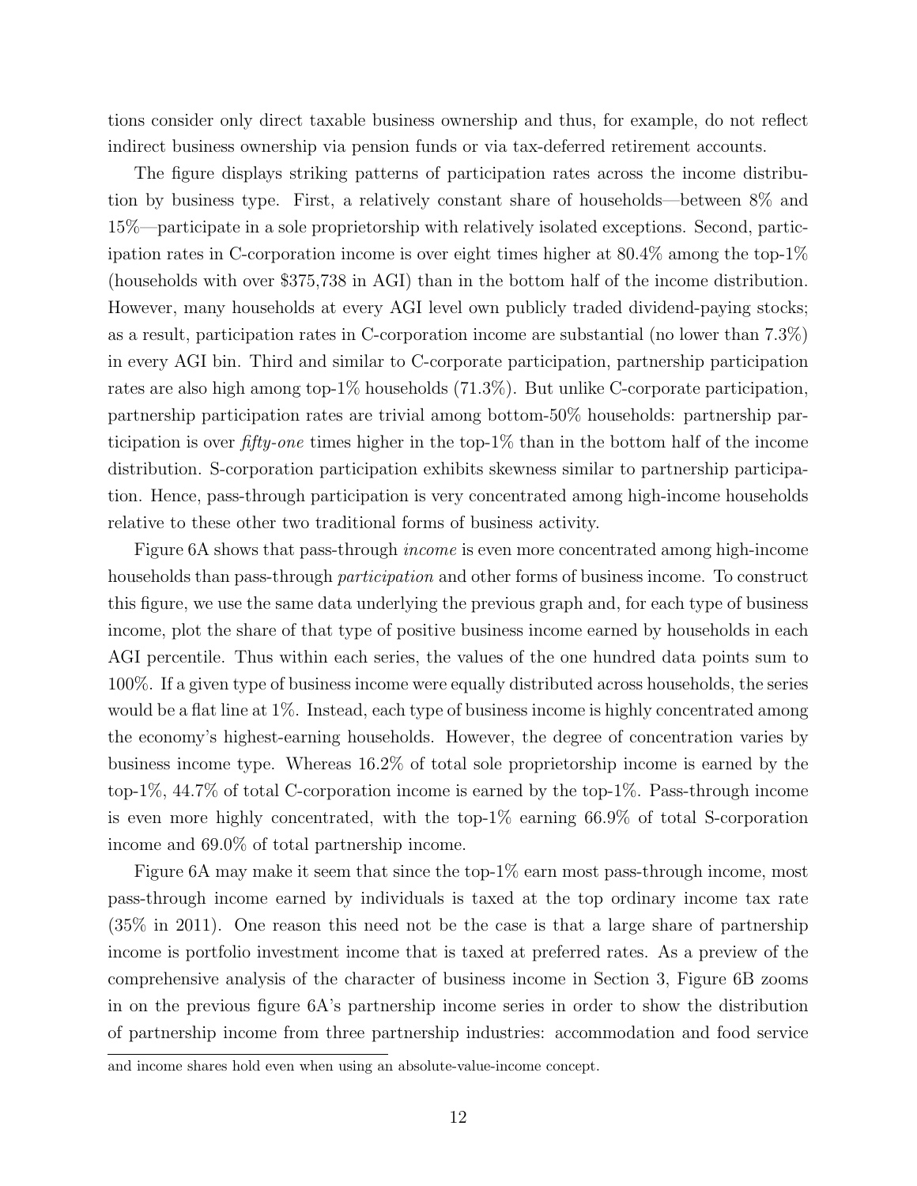tions consider only direct taxable business ownership and thus, for example, do not reflect indirect business ownership via pension funds or via tax-deferred retirement accounts.

The figure displays striking patterns of participation rates across the income distribution by business type. First, a relatively constant share of households—between 8% and 15%—participate in a sole proprietorship with relatively isolated exceptions. Second, participation rates in C-corporation income is over eight times higher at 80.4% among the top-1% (households with over $375,738 in AGI) than in the bottom half of the income distribution. However, many households at every AGI level own publicly traded dividend-paying stocks; as a result, participation rates in C-corporation income are substantial (no lower than 7.3%) in every AGI bin. Third and similar to C-corporate participation, partnership participation rates are also high among top-1% households (71.3%). But unlike C-corporate participation, partnership participation rates are trivial among bottom-50% households: partnership participation is over *fifty-one* times higher in the top-1% than in the bottom half of the income distribution. S-corporation participation exhibits skewness similar to partnership participation. Hence, pass-through participation is very concentrated among high-income households relative to these other two traditional forms of business activity.

Figure 6A shows that pass-through *income* is even more concentrated among high-income households than pass-through *participation* and other forms of business income. To construct this figure, we use the same data underlying the previous graph and, for each type of business income, plot the share of that type of positive business income earned by households in each AGI percentile. Thus within each series, the values of the one hundred data points sum to 100%. If a given type of business income were equally distributed across households, the series would be a flat line at 1%. Instead, each type of business income is highly concentrated among the economy's highest-earning households. However, the degree of concentration varies by business income type. Whereas 16.2% of total sole proprietorship income is earned by the top-1%, 44.7% of total C-corporation income is earned by the top-1%. Pass-through income is even more highly concentrated, with the top-1% earning 66.9% of total S-corporation income and 69.0% of total partnership income.

Figure 6A may make it seem that since the top-1% earn most pass-through income, most pass-through income earned by individuals is taxed at the top ordinary income tax rate (35% in 2011). One reason this need not be the case is that a large share of partnership income is portfolio investment income that is taxed at preferred rates. As a preview of the comprehensive analysis of the character of business income in Section 3, Figure 6B zooms in on the previous figure 6A's partnership income series in order to show the distribution of partnership income from three partnership industries: accommodation and food service

and income shares hold even when using an absolute-value-income concept.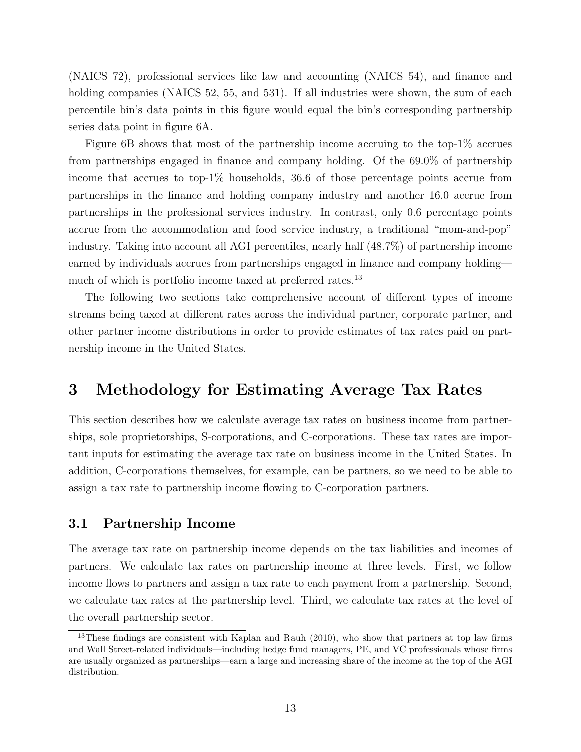(NAICS 72), professional services like law and accounting (NAICS 54), and finance and holding companies (NAICS 52, 55, and 531). If all industries were shown, the sum of each percentile bin's data points in this figure would equal the bin's corresponding partnership series data point in figure 6A.

Figure 6B shows that most of the partnership income accruing to the top-1% accrues from partnerships engaged in finance and company holding. Of the 69.0% of partnership income that accrues to top-1% households, 36.6 of those percentage points accrue from partnerships in the finance and holding company industry and another 16.0 accrue from partnerships in the professional services industry. In contrast, only 0.6 percentage points accrue from the accommodation and food service industry, a traditional "mom-and-pop" industry. Taking into account all AGI percentiles, nearly half (48.7%) of partnership income earned by individuals accrues from partnerships engaged in finance and company holding—much of which is portfolio income taxed at preferred rates.[13]

The following two sections take comprehensive account of different types of income streams being taxed at different rates across the individual partner, corporate partner, and other partner income distributions in order to provide estimates of tax rates paid on partnership income in the United States.

# 3 Methodology for Estimating Average Tax Rates

This section describes how we calculate average tax rates on business income from partnerships, sole proprietorships, S-corporations, and C-corporations. These tax rates are important inputs for estimating the average tax rate on business income in the United States. In addition, C-corporations themselves, for example, can be partners, so we need to be able to assign a tax rate to partnership income flowing to C-corporation partners.

## 3.1 Partnership Income

The average tax rate on partnership income depends on the tax liabilities and incomes of partners. We calculate tax rates on partnership income at three levels. First, we follow income flows to partners and assign a tax rate to each payment from a partnership. Second, we calculate tax rates at the partnership level. Third, we calculate tax rates at the level of the overall partnership sector.

[13] These findings are consistent with Kaplan and Rauh (2010), who show that partners at top law firms and Wall Street-related individuals—including hedge fund managers, PE, and VC professionals whose firms are usually organized as partnerships—earn a large and increasing share of the income at the top of the AGI distribution.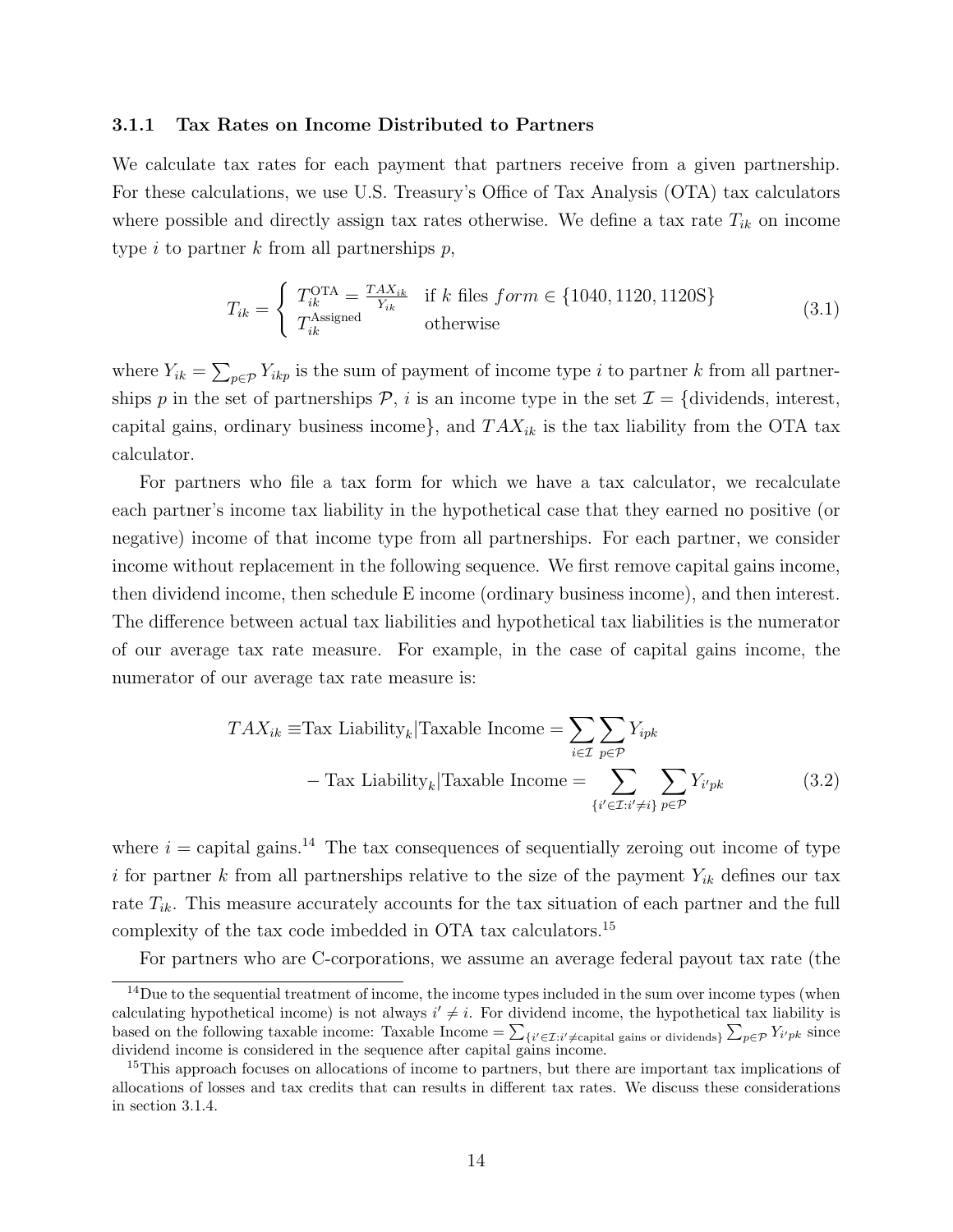### 3.1.1 Tax Rates on Income Distributed to Partners

We calculate tax rates for each payment that partners receive from a given partnership. For these calculations, we use U.S. Treasury's Office of Tax Analysis (OTA) tax calculators where possible and directly assign tax rates otherwise. We define a tax rate $T_{ik}$ on income type $i$ to partner $k$ from all partnerships $p$,

$$T_{ik} = \begin{cases} T_{ik}^{\text{OTA}} = \frac{TAX_{ik}}{Y_{ik}} & \text{if } k \text{ files } form \in \{1040, 1120, 1120\text{S}\} \\ T_{ik}^{\text{Assigned}} & \text{otherwise} \end{cases} \tag{3.1}$$

where $Y_{ik} = \sum_{p \in \mathcal{P}} Y_{ikp}$ is the sum of payment of income type $i$ to partner $k$ from all partnerships $p$ in the set of partnerships $\mathcal{P}$, $i$ is an income type in the set $\mathcal{I} = \{$dividends, interest, capital gains, ordinary business income$\}$, and $TAX_{ik}$ is the tax liability from the OTA tax calculator.

For partners who file a tax form for which we have a tax calculator, we recalculate each partner's income tax liability in the hypothetical case that they earned no positive (or negative) income of that income type from all partnerships. For each partner, we consider income without replacement in the following sequence. We first remove capital gains income, then dividend income, then schedule E income (ordinary business income), and then interest. The difference between actual tax liabilities and hypothetical tax liabilities is the numerator of our average tax rate measure. For example, in the case of capital gains income, the numerator of our average tax rate measure is:

$$\begin{aligned} TAX_{ik} \equiv & \text{Tax Liability}_k | \text{Taxable Income} = \sum_{i \in \mathcal{I}} \sum_{p \in \mathcal{P}} Y_{ipk} \\ & - \text{Tax Liability}_k | \text{Taxable Income} = \sum_{\{i' \in \mathcal{I}: i' \neq i\}} \sum_{p \in \mathcal{P}} Y_{i'pk} \end{aligned} \tag{3.2}$$

where $i =$ capital gains.[14] The tax consequences of sequentially zeroing out income of type $i$ for partner $k$ from all partnerships relative to the size of the payment $Y_{ik}$ defines our tax rate $T_{ik}$. This measure accurately accounts for the tax situation of each partner and the full complexity of the tax code imbedded in OTA tax calculators.[15]

For partners who are C-corporations, we assume an average federal payout tax rate (the

[14] Due to the sequential treatment of income, the income types included in the sum over income types (when calculating hypothetical income) is not always $i' \neq i$. For dividend income, the hypothetical tax liability is based on the following taxable income: Taxable Income $= \sum_{\{i' \in \mathcal{I}: i' \neq \text{capital gains or dividends}\}} \sum_{p \in \mathcal{P}} Y_{i'pk}$ since dividend income is considered in the sequence after capital gains income.

[15] This approach focuses on allocations of income to partners, but there are important tax implications of allocations of losses and tax credits that can results in different tax rates. We discuss these considerations in section 3.1.4.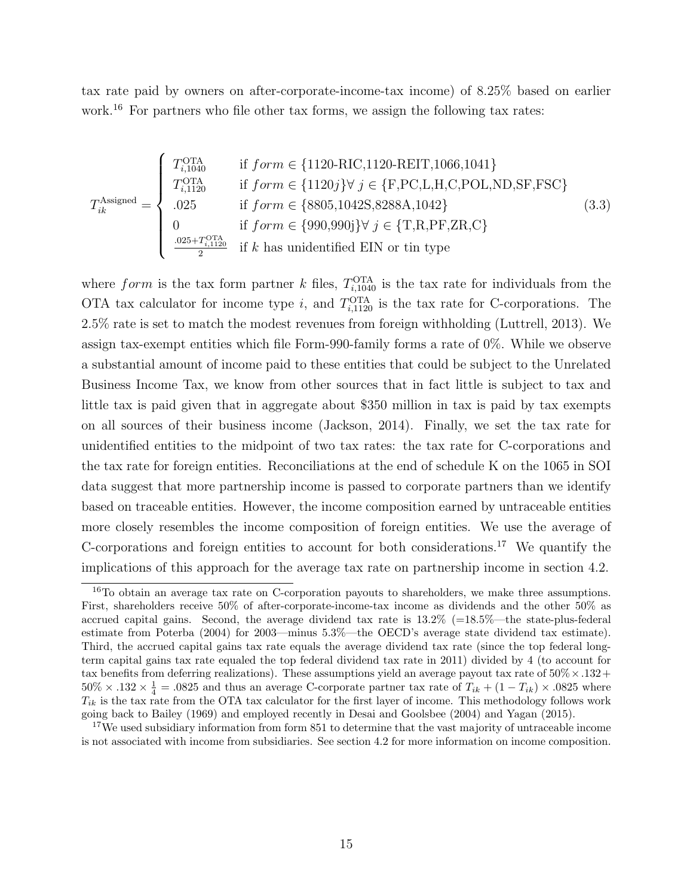tax rate paid by owners on after-corporate-income-tax income) of 8.25% based on earlier work.[16] For partners who file other tax forms, we assign the following tax rates:

$$
T_{ik}^{\text{Assigned}} = \begin{cases} T_{i,1040}^{\text{OTA}} & \text{if } form \in \{\text{1120-RIC,1120-REIT,1066,1041}\} \\ T_{i,1120}^{\text{OTA}} & \text{if } form \in \{1120j\} \forall\ j \in \{\text{F,PC,L,H,C,POL,ND,SF,FSC}\} \\ .025 & \text{if } form \in \{\text{8805,1042S,8288A,1042}\} \\ 0 & \text{if } form \in \{\text{990,990j}\} \forall\ j \in \{\text{T,R,PF,ZR,C}\} \\ \frac{.025+T_{i,1120}^{\text{OTA}}}{2} & \text{if } k \text{ has unidentified EIN or tin type} \end{cases} \tag{3.3}
$$

where $form$ is the tax form partner $k$ files, $T_{i,1040}^{\text{OTA}}$ is the tax rate for individuals from the OTA tax calculator for income type $i$, and $T_{i,1120}^{\text{OTA}}$ is the tax rate for C-corporations. The 2.5% rate is set to match the modest revenues from foreign withholding (Luttrell, 2013). We assign tax-exempt entities which file Form-990-family forms a rate of 0%. While we observe a substantial amount of income paid to these entities that could be subject to the Unrelated Business Income Tax, we know from other sources that in fact little is subject to tax and little tax is paid given that in aggregate about $350 million in tax is paid by tax exempts on all sources of their business income (Jackson, 2014). Finally, we set the tax rate for unidentified entities to the midpoint of two tax rates: the tax rate for C-corporations and the tax rate for foreign entities. Reconciliations at the end of schedule K on the 1065 in SOI data suggest that more partnership income is passed to corporate partners than we identify based on traceable entities. However, the income composition earned by untraceable entities more closely resembles the income composition of foreign entities. We use the average of C-corporations and foreign entities to account for both considerations.[17] We quantify the implications of this approach for the average tax rate on partnership income in section 4.2.

[16] To obtain an average tax rate on C-corporation payouts to shareholders, we make three assumptions. First, shareholders receive 50% of after-corporate-income-tax income as dividends and the other 50% as accrued capital gains. Second, the average dividend tax rate is 13.2% (=18.5%—the state-plus-federal estimate from Poterba (2004) for 2003—minus 5.3%—the OECD's average state dividend tax estimate). Third, the accrued capital gains tax rate equals the average dividend tax rate (since the top federal long-term capital gains tax rate equaled the top federal dividend tax rate in 2011) divided by 4 (to account for tax benefits from deferring realizations). These assumptions yield an average payout tax rate of $50\% \times .132 + 50\% \times .132 \times \frac{1}{4} = .0825$ and thus an average C-corporate partner tax rate of $T_{ik} + (1 - T_{ik}) \times .0825$ where $T_{ik}$ is the tax rate from the OTA tax calculator for the first layer of income. This methodology follows work going back to Bailey (1969) and employed recently in Desai and Goolsbee (2004) and Yagan (2015).

[17] We used subsidiary information from form 851 to determine that the vast majority of untraceable income is not associated with income from subsidiaries. See section 4.2 for more information on income composition.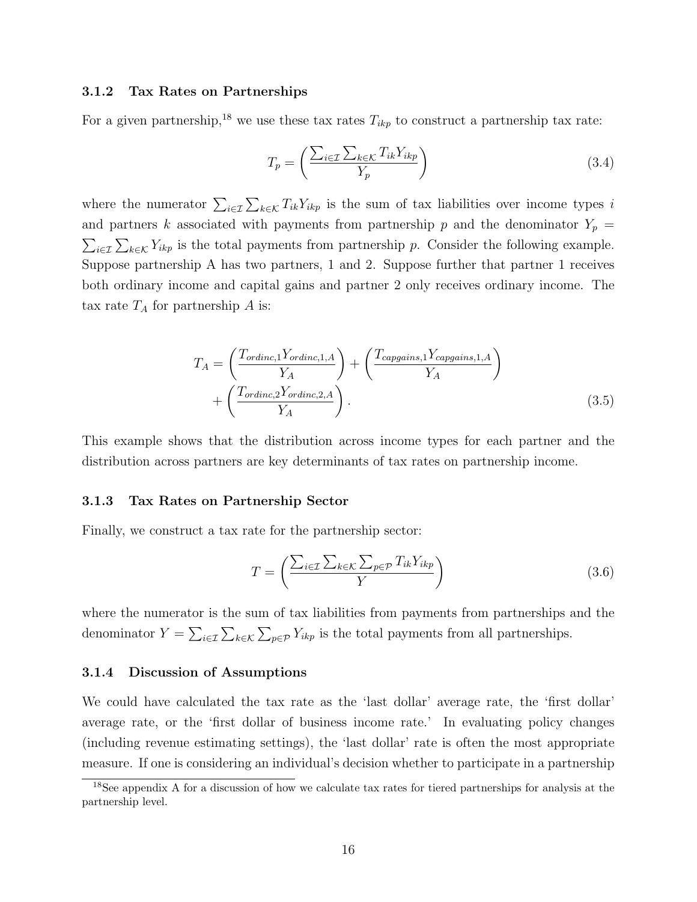### 3.1.2 Tax Rates on Partnerships

For a given partnership,[18] we use these tax rates $T_{ikp}$ to construct a partnership tax rate:

$$T_p = \left( \frac{\sum_{i \in \mathcal{I}} \sum_{k \in \mathcal{K}} T_{ik} Y_{ikp}}{Y_p} \right) \tag{3.4}$$

where the numerator $\sum_{i \in \mathcal{I}} \sum_{k \in \mathcal{K}} T_{ik} Y_{ikp}$ is the sum of tax liabilities over income types $i$ and partners $k$ associated with payments from partnership $p$ and the denominator $Y_p = \sum_{i \in \mathcal{I}} \sum_{k \in \mathcal{K}} Y_{ikp}$ is the total payments from partnership $p$. Consider the following example. Suppose partnership A has two partners, 1 and 2. Suppose further that partner 1 receives both ordinary income and capital gains and partner 2 only receives ordinary income. The tax rate $T_A$ for partnership $A$ is:

$$\begin{aligned} T_A = &\left( \frac{T_{ordinc,1} Y_{ordinc,1,A}}{Y_A} \right) + \left( \frac{T_{capgains,1} Y_{capgains,1,A}}{Y_A} \right) \\ &+ \left( \frac{T_{ordinc,2} Y_{ordinc,2,A}}{Y_A} \right). \end{aligned} \tag{3.5}$$

This example shows that the distribution across income types for each partner and the distribution across partners are key determinants of tax rates on partnership income.

### 3.1.3 Tax Rates on Partnership Sector

Finally, we construct a tax rate for the partnership sector:

$$T = \left( \frac{\sum_{i \in \mathcal{I}} \sum_{k \in \mathcal{K}} \sum_{p \in \mathcal{P}} T_{ik} Y_{ikp}}{Y} \right) \tag{3.6}$$

where the numerator is the sum of tax liabilities from payments from partnerships and the denominator $Y = \sum_{i \in \mathcal{I}} \sum_{k \in \mathcal{K}} \sum_{p \in \mathcal{P}} Y_{ikp}$ is the total payments from all partnerships.

### 3.1.4 Discussion of Assumptions

We could have calculated the tax rate as the 'last dollar' average rate, the 'first dollar' average rate, or the 'first dollar of business income rate.' In evaluating policy changes (including revenue estimating settings), the 'last dollar' rate is often the most appropriate measure. If one is considering an individual's decision whether to participate in a partnership

[18] See appendix A for a discussion of how we calculate tax rates for tiered partnerships for analysis at the partnership level.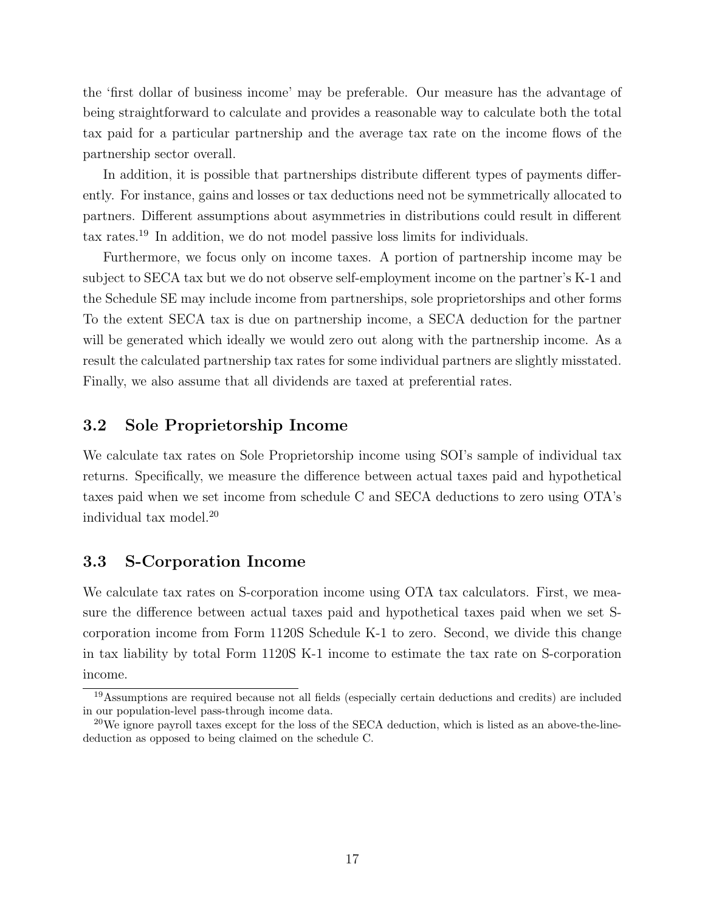the 'first dollar of business income' may be preferable. Our measure has the advantage of being straightforward to calculate and provides a reasonable way to calculate both the total tax paid for a particular partnership and the average tax rate on the income flows of the partnership sector overall.

In addition, it is possible that partnerships distribute different types of payments differently. For instance, gains and losses or tax deductions need not be symmetrically allocated to partners. Different assumptions about asymmetries in distributions could result in different tax rates.[19] In addition, we do not model passive loss limits for individuals.

Furthermore, we focus only on income taxes. A portion of partnership income may be subject to SECA tax but we do not observe self-employment income on the partner's K-1 and the Schedule SE may include income from partnerships, sole proprietorships and other forms To the extent SECA tax is due on partnership income, a SECA deduction for the partner will be generated which ideally we would zero out along with the partnership income. As a result the calculated partnership tax rates for some individual partners are slightly misstated. Finally, we also assume that all dividends are taxed at preferential rates.

### 3.2 Sole Proprietorship Income

We calculate tax rates on Sole Proprietorship income using SOI's sample of individual tax returns. Specifically, we measure the difference between actual taxes paid and hypothetical taxes paid when we set income from schedule C and SECA deductions to zero using OTA's individual tax model.[20]

### 3.3 S-Corporation Income

We calculate tax rates on S-corporation income using OTA tax calculators. First, we measure the difference between actual taxes paid and hypothetical taxes paid when we set S-corporation income from Form 1120S Schedule K-1 to zero. Second, we divide this change in tax liability by total Form 1120S K-1 income to estimate the tax rate on S-corporation income.

[19] Assumptions are required because not all fields (especially certain deductions and credits) are included in our population-level pass-through income data.

[20] We ignore payroll taxes except for the loss of the SECA deduction, which is listed as an above-the-line-deduction as opposed to being claimed on the schedule C.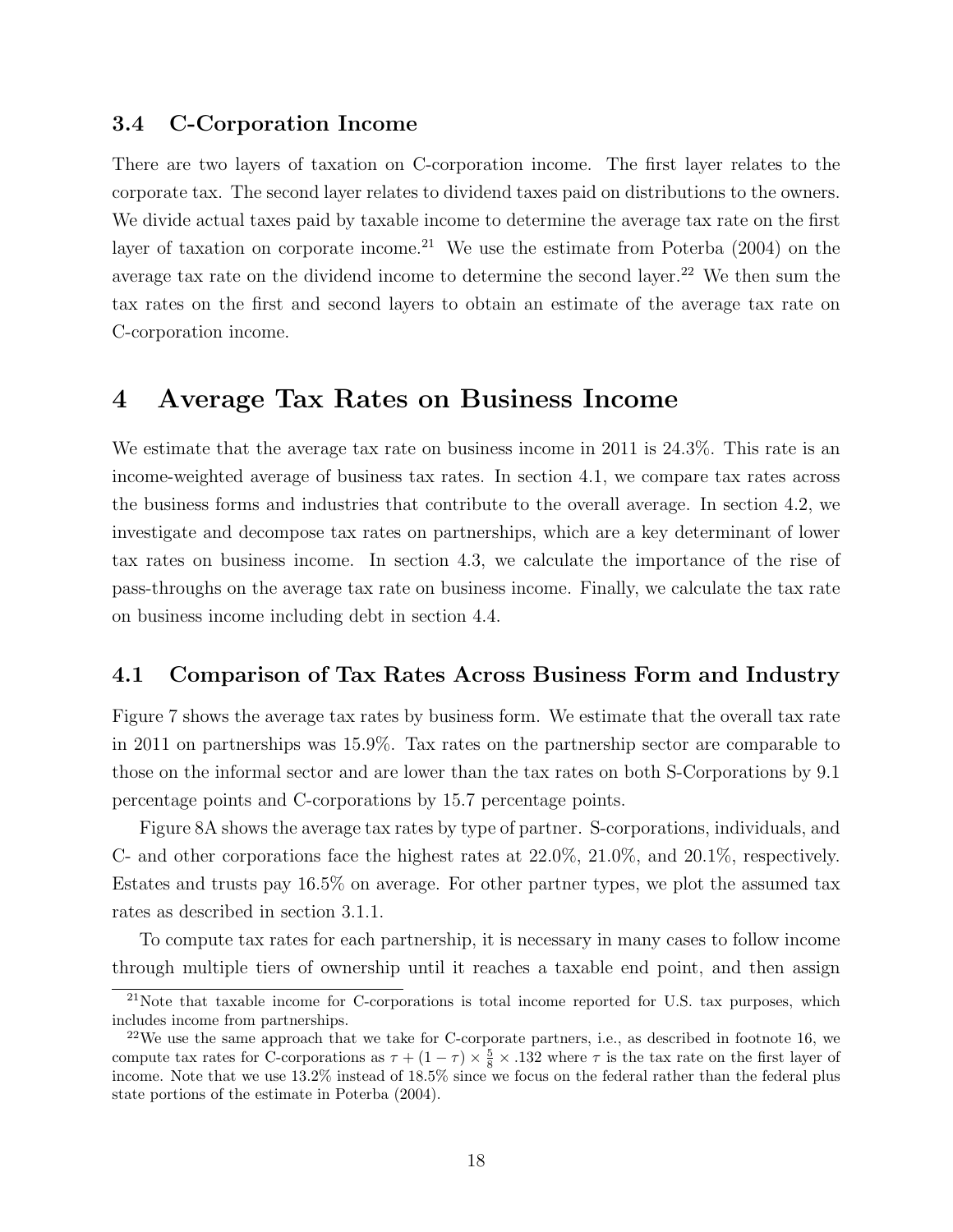### 3.4 C-Corporation Income

There are two layers of taxation on C-corporation income. The first layer relates to the corporate tax. The second layer relates to dividend taxes paid on distributions to the owners. We divide actual taxes paid by taxable income to determine the average tax rate on the first layer of taxation on corporate income.[21] We use the estimate from Poterba (2004) on the average tax rate on the dividend income to determine the second layer.[22] We then sum the tax rates on the first and second layers to obtain an estimate of the average tax rate on C-corporation income.

## 4 Average Tax Rates on Business Income

We estimate that the average tax rate on business income in 2011 is 24.3%. This rate is an income-weighted average of business tax rates. In section 4.1, we compare tax rates across the business forms and industries that contribute to the overall average. In section 4.2, we investigate and decompose tax rates on partnerships, which are a key determinant of lower tax rates on business income. In section 4.3, we calculate the importance of the rise of pass-throughs on the average tax rate on business income. Finally, we calculate the tax rate on business income including debt in section 4.4.

### 4.1 Comparison of Tax Rates Across Business Form and Industry

Figure 7 shows the average tax rates by business form. We estimate that the overall tax rate in 2011 on partnerships was 15.9%. Tax rates on the partnership sector are comparable to those on the informal sector and are lower than the tax rates on both S-Corporations by 9.1 percentage points and C-corporations by 15.7 percentage points.

Figure 8A shows the average tax rates by type of partner. S-corporations, individuals, and C- and other corporations face the highest rates at 22.0%, 21.0%, and 20.1%, respectively. Estates and trusts pay 16.5% on average. For other partner types, we plot the assumed tax rates as described in section 3.1.1.

To compute tax rates for each partnership, it is necessary in many cases to follow income through multiple tiers of ownership until it reaches a taxable end point, and then assign

[21] Note that taxable income for C-corporations is total income reported for U.S. tax purposes, which includes income from partnerships.

[22] We use the same approach that we take for C-corporate partners, i.e., as described in footnote 16, we compute tax rates for C-corporations as $\tau + (1 - \tau) \times \frac{5}{8} \times .132$ where $\tau$ is the tax rate on the first layer of income. Note that we use 13.2% instead of 18.5% since we focus on the federal rather than the federal plus state portions of the estimate in Poterba (2004).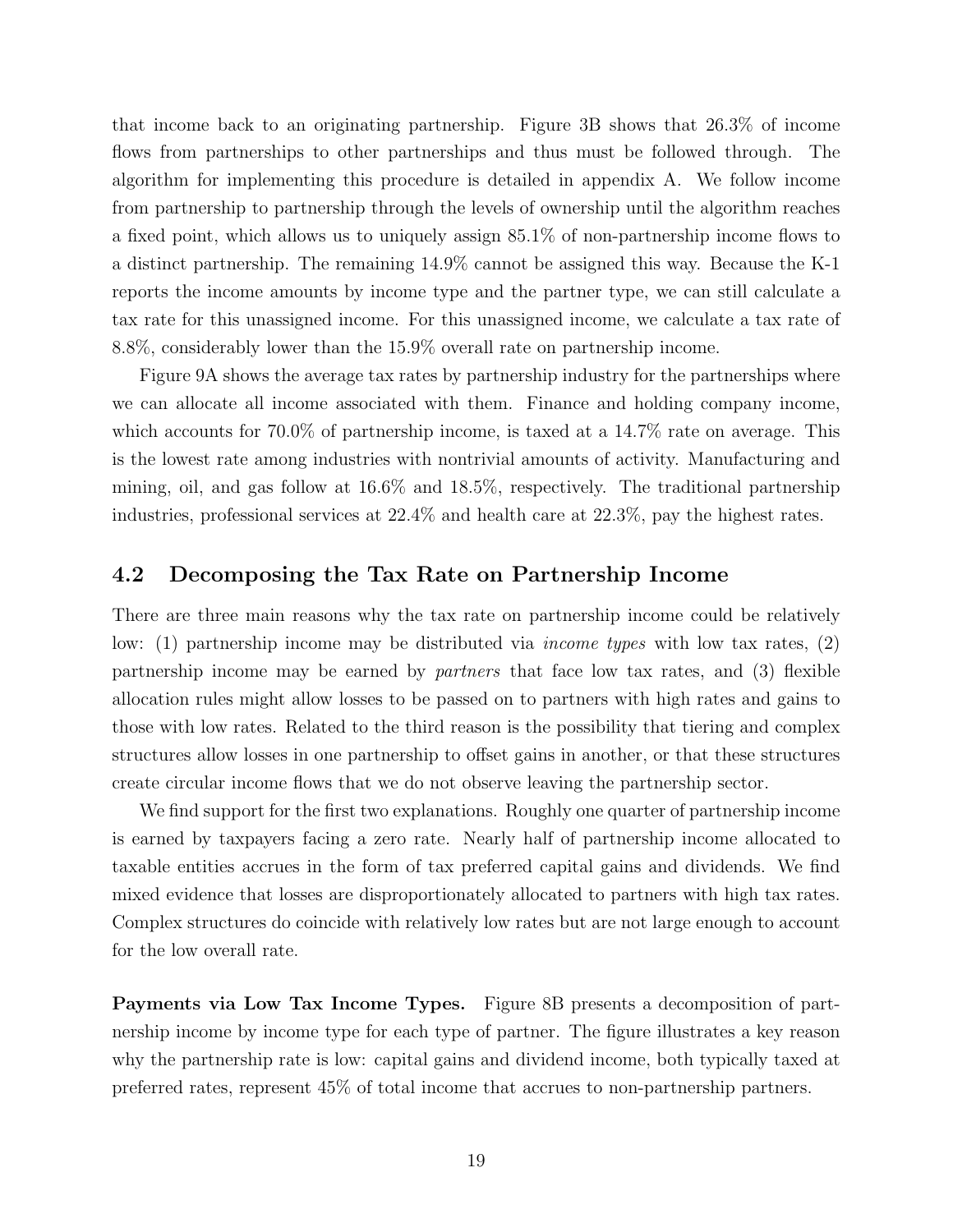that income back to an originating partnership. Figure 3B shows that 26.3% of income flows from partnerships to other partnerships and thus must be followed through. The algorithm for implementing this procedure is detailed in appendix A. We follow income from partnership to partnership through the levels of ownership until the algorithm reaches a fixed point, which allows us to uniquely assign 85.1% of non-partnership income flows to a distinct partnership. The remaining 14.9% cannot be assigned this way. Because the K-1 reports the income amounts by income type and the partner type, we can still calculate a tax rate for this unassigned income. For this unassigned income, we calculate a tax rate of 8.8%, considerably lower than the 15.9% overall rate on partnership income.

Figure 9A shows the average tax rates by partnership industry for the partnerships where we can allocate all income associated with them. Finance and holding company income, which accounts for 70.0% of partnership income, is taxed at a 14.7% rate on average. This is the lowest rate among industries with nontrivial amounts of activity. Manufacturing and mining, oil, and gas follow at 16.6% and 18.5%, respectively. The traditional partnership industries, professional services at 22.4% and health care at 22.3%, pay the highest rates.

## 4.2 Decomposing the Tax Rate on Partnership Income

There are three main reasons why the tax rate on partnership income could be relatively low: (1) partnership income may be distributed via *income types* with low tax rates, (2) partnership income may be earned by *partners* that face low tax rates, and (3) flexible allocation rules might allow losses to be passed on to partners with high rates and gains to those with low rates. Related to the third reason is the possibility that tiering and complex structures allow losses in one partnership to offset gains in another, or that these structures create circular income flows that we do not observe leaving the partnership sector.

We find support for the first two explanations. Roughly one quarter of partnership income is earned by taxpayers facing a zero rate. Nearly half of partnership income allocated to taxable entities accrues in the form of tax preferred capital gains and dividends. We find mixed evidence that losses are disproportionately allocated to partners with high tax rates. Complex structures do coincide with relatively low rates but are not large enough to account for the low overall rate.

**Payments via Low Tax Income Types.** Figure 8B presents a decomposition of partnership income by income type for each type of partner. The figure illustrates a key reason why the partnership rate is low: capital gains and dividend income, both typically taxed at preferred rates, represent 45% of total income that accrues to non-partnership partners.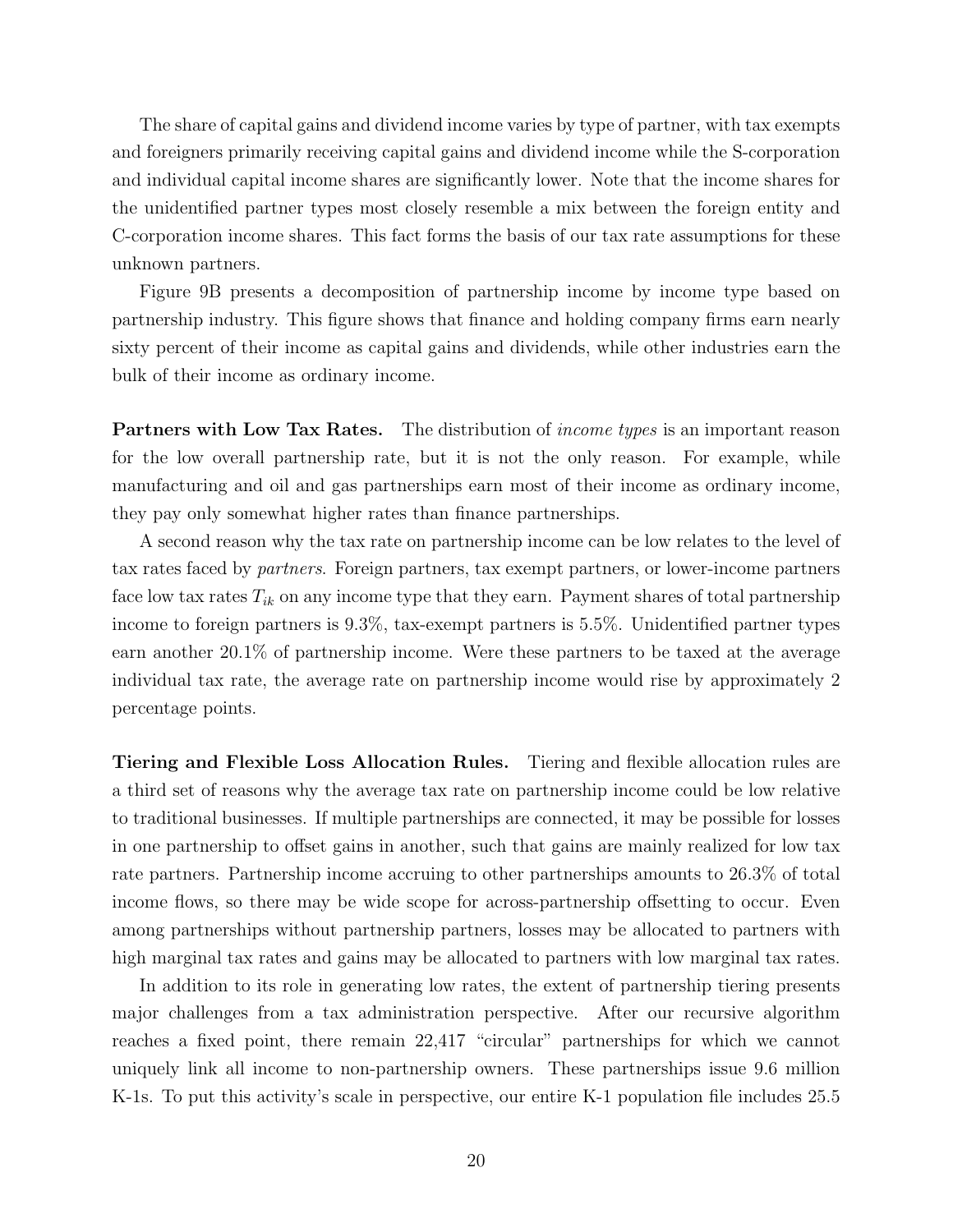The share of capital gains and dividend income varies by type of partner, with tax exempts and foreigners primarily receiving capital gains and dividend income while the S-corporation and individual capital income shares are significantly lower. Note that the income shares for the unidentified partner types most closely resemble a mix between the foreign entity and C-corporation income shares. This fact forms the basis of our tax rate assumptions for these unknown partners.

Figure 9B presents a decomposition of partnership income by income type based on partnership industry. This figure shows that finance and holding company firms earn nearly sixty percent of their income as capital gains and dividends, while other industries earn the bulk of their income as ordinary income.

**Partners with Low Tax Rates.** The distribution of *income types* is an important reason for the low overall partnership rate, but it is not the only reason. For example, while manufacturing and oil and gas partnerships earn most of their income as ordinary income, they pay only somewhat higher rates than finance partnerships.

A second reason why the tax rate on partnership income can be low relates to the level of tax rates faced by *partners*. Foreign partners, tax exempt partners, or lower-income partners face low tax rates $T_{ik}$ on any income type that they earn. Payment shares of total partnership income to foreign partners is 9.3%, tax-exempt partners is 5.5%. Unidentified partner types earn another 20.1% of partnership income. Were these partners to be taxed at the average individual tax rate, the average rate on partnership income would rise by approximately 2 percentage points.

**Tiering and Flexible Loss Allocation Rules.** Tiering and flexible allocation rules are a third set of reasons why the average tax rate on partnership income could be low relative to traditional businesses. If multiple partnerships are connected, it may be possible for losses in one partnership to offset gains in another, such that gains are mainly realized for low tax rate partners. Partnership income accruing to other partnerships amounts to 26.3% of total income flows, so there may be wide scope for across-partnership offsetting to occur. Even among partnerships without partnership partners, losses may be allocated to partners with high marginal tax rates and gains may be allocated to partners with low marginal tax rates.

In addition to its role in generating low rates, the extent of partnership tiering presents major challenges from a tax administration perspective. After our recursive algorithm reaches a fixed point, there remain 22,417 "circular" partnerships for which we cannot uniquely link all income to non-partnership owners. These partnerships issue 9.6 million K-1s. To put this activity's scale in perspective, our entire K-1 population file includes 25.5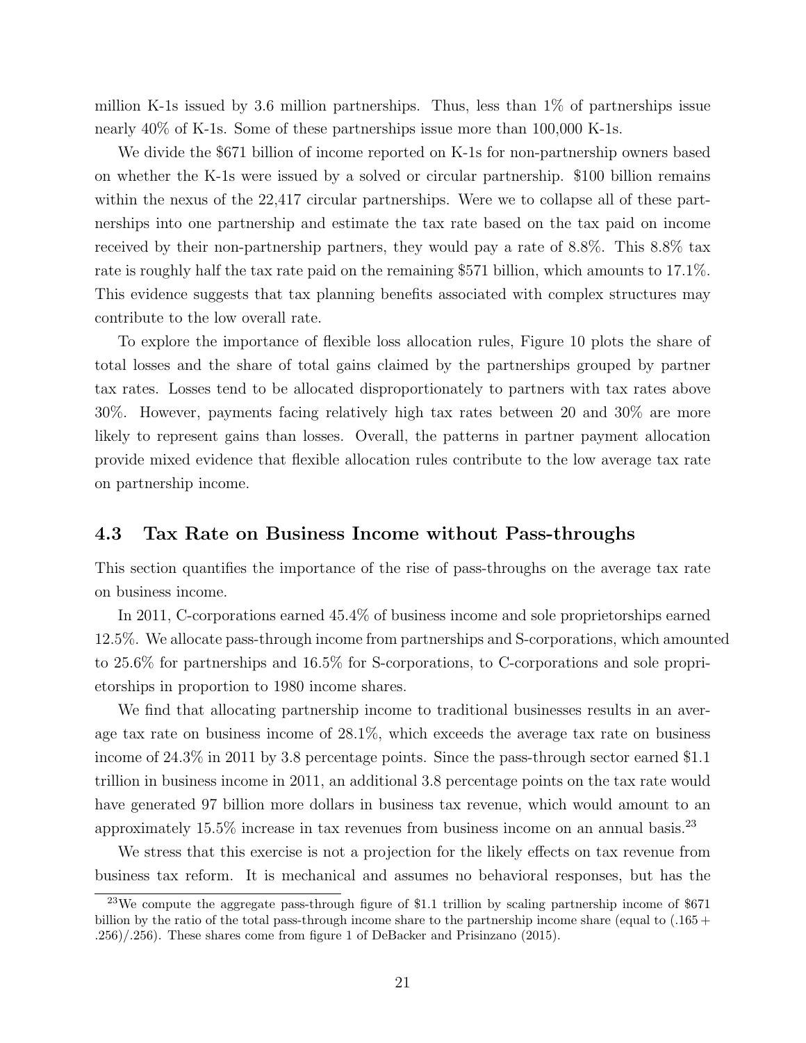million K-1s issued by 3.6 million partnerships. Thus, less than 1% of partnerships issue nearly 40% of K-1s. Some of these partnerships issue more than 100,000 K-1s.

We divide the $671 billion of income reported on K-1s for non-partnership owners based on whether the K-1s were issued by a solved or circular partnership. $100 billion remains within the nexus of the 22,417 circular partnerships. Were we to collapse all of these partnerships into one partnership and estimate the tax rate based on the tax paid on income received by their non-partnership partners, they would pay a rate of 8.8%. This 8.8% tax rate is roughly half the tax rate paid on the remaining $571 billion, which amounts to 17.1%. This evidence suggests that tax planning benefits associated with complex structures may contribute to the low overall rate.

To explore the importance of flexible loss allocation rules, Figure 10 plots the share of total losses and the share of total gains claimed by the partnerships grouped by partner tax rates. Losses tend to be allocated disproportionately to partners with tax rates above 30%. However, payments facing relatively high tax rates between 20 and 30% are more likely to represent gains than losses. Overall, the patterns in partner payment allocation provide mixed evidence that flexible allocation rules contribute to the low average tax rate on partnership income.

### 4.3 Tax Rate on Business Income without Pass-throughs

This section quantifies the importance of the rise of pass-throughs on the average tax rate on business income.

In 2011, C-corporations earned 45.4% of business income and sole proprietorships earned 12.5%. We allocate pass-through income from partnerships and S-corporations, which amounted to 25.6% for partnerships and 16.5% for S-corporations, to C-corporations and sole proprietorships in proportion to 1980 income shares.

We find that allocating partnership income to traditional businesses results in an average tax rate on business income of 28.1%, which exceeds the average tax rate on business income of 24.3% in 2011 by 3.8 percentage points. Since the pass-through sector earned $1.1 trillion in business income in 2011, an additional 3.8 percentage points on the tax rate would have generated 97 billion more dollars in business tax revenue, which would amount to an approximately 15.5% increase in tax revenues from business income on an annual basis.[23]

We stress that this exercise is not a projection for the likely effects on tax revenue from business tax reform. It is mechanical and assumes no behavioral responses, but has the

[23] We compute the aggregate pass-through figure of $1.1 trillion by scaling partnership income of $671 billion by the ratio of the total pass-through income share to the partnership income share (equal to $(.165 + .256)/.256$). These shares come from figure 1 of DeBacker and Prisinzano (2015).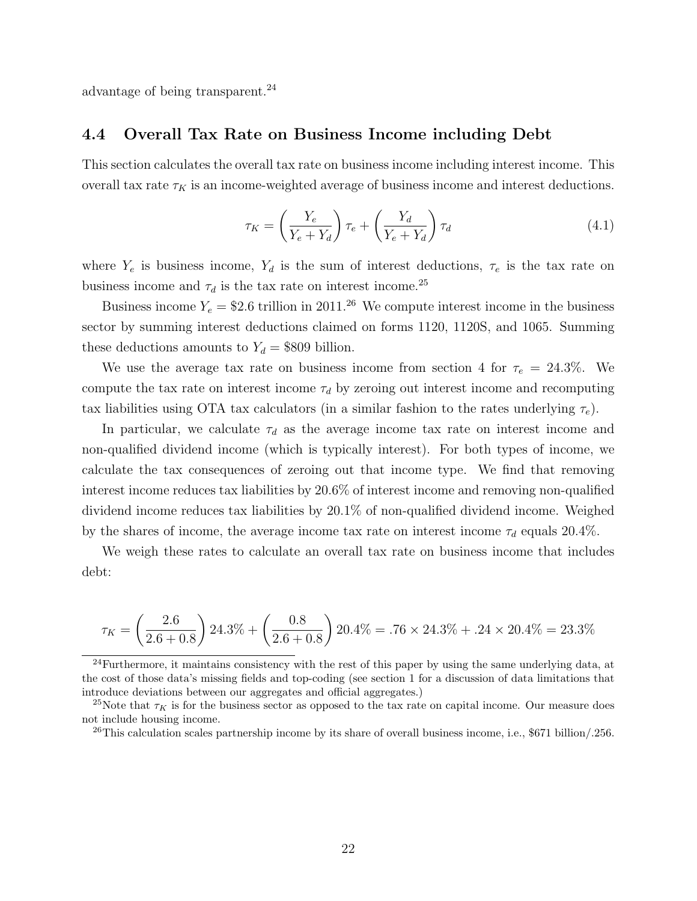advantage of being transparent.[24]

### 4.4 Overall Tax Rate on Business Income including Debt

This section calculates the overall tax rate on business income including interest income. This overall tax rate $\tau_K$ is an income-weighted average of business income and interest deductions.

$$\tau_K = \left(\frac{Y_e}{Y_e + Y_d}\right)\tau_e + \left(\frac{Y_d}{Y_e + Y_d}\right)\tau_d \tag{4.1}$$

where $Y_e$ is business income, $Y_d$ is the sum of interest deductions, $\tau_e$ is the tax rate on business income and $\tau_d$ is the tax rate on interest income.[25]

Business income $Y_e$ = \$2.6 trillion in 2011.[26] We compute interest income in the business sector by summing interest deductions claimed on forms 1120, 1120S, and 1065. Summing these deductions amounts to $Y_d$ = \$809 billion.

We use the average tax rate on business income from section 4 for $\tau_e = 24.3\%$. We compute the tax rate on interest income $\tau_d$ by zeroing out interest income and recomputing tax liabilities using OTA tax calculators (in a similar fashion to the rates underlying $\tau_e$).

In particular, we calculate $\tau_d$ as the average income tax rate on interest income and non-qualified dividend income (which is typically interest). For both types of income, we calculate the tax consequences of zeroing out that income type. We find that removing interest income reduces tax liabilities by 20.6% of interest income and removing non-qualified dividend income reduces tax liabilities by 20.1% of non-qualified dividend income. Weighed by the shares of income, the average income tax rate on interest income $\tau_d$ equals 20.4%.

We weigh these rates to calculate an overall tax rate on business income that includes debt:

$$\tau_K = \left(\frac{2.6}{2.6 + 0.8}\right)24.3\% + \left(\frac{0.8}{2.6 + 0.8}\right)20.4\% = .76 \times 24.3\% + .24 \times 20.4\% = 23.3\%$$

[24] Furthermore, it maintains consistency with the rest of this paper by using the same underlying data, at the cost of those data's missing fields and top-coding (see section 1 for a discussion of data limitations that introduce deviations between our aggregates and official aggregates.)

[25] Note that $\tau_K$ is for the business sector as opposed to the tax rate on capital income. Our measure does not include housing income.

[26] This calculation scales partnership income by its share of overall business income, i.e., \$671 billion/.256.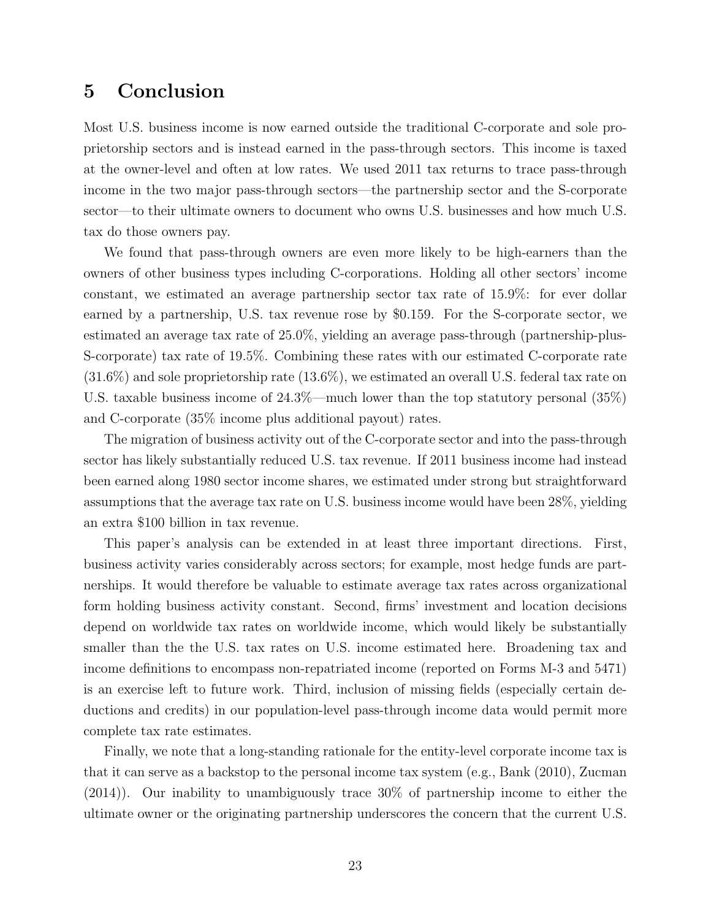# 5 Conclusion

Most U.S. business income is now earned outside the traditional C-corporate and sole proprietorship sectors and is instead earned in the pass-through sectors. This income is taxed at the owner-level and often at low rates. We used 2011 tax returns to trace pass-through income in the two major pass-through sectors—the partnership sector and the S-corporate sector—to their ultimate owners to document who owns U.S. businesses and how much U.S. tax do those owners pay.

We found that pass-through owners are even more likely to be high-earners than the owners of other business types including C-corporations. Holding all other sectors' income constant, we estimated an average partnership sector tax rate of 15.9%: for ever dollar earned by a partnership, U.S. tax revenue rose by \$0.159. For the S-corporate sector, we estimated an average tax rate of 25.0%, yielding an average pass-through (partnership-plus-S-corporate) tax rate of 19.5%. Combining these rates with our estimated C-corporate rate (31.6%) and sole proprietorship rate (13.6%), we estimated an overall U.S. federal tax rate on U.S. taxable business income of 24.3%—much lower than the top statutory personal (35%) and C-corporate (35% income plus additional payout) rates.

The migration of business activity out of the C-corporate sector and into the pass-through sector has likely substantially reduced U.S. tax revenue. If 2011 business income had instead been earned along 1980 sector income shares, we estimated under strong but straightforward assumptions that the average tax rate on U.S. business income would have been 28%, yielding an extra \$100 billion in tax revenue.

This paper's analysis can be extended in at least three important directions. First, business activity varies considerably across sectors; for example, most hedge funds are partnerships. It would therefore be valuable to estimate average tax rates across organizational form holding business activity constant. Second, firms' investment and location decisions depend on worldwide tax rates on worldwide income, which would likely be substantially smaller than the the U.S. tax rates on U.S. income estimated here. Broadening tax and income definitions to encompass non-repatriated income (reported on Forms M-3 and 5471) is an exercise left to future work. Third, inclusion of missing fields (especially certain deductions and credits) in our population-level pass-through income data would permit more complete tax rate estimates.

Finally, we note that a long-standing rationale for the entity-level corporate income tax is that it can serve as a backstop to the personal income tax system (e.g., Bank (2010), Zucman (2014)). Our inability to unambiguously trace 30% of partnership income to either the ultimate owner or the originating partnership underscores the concern that the current U.S.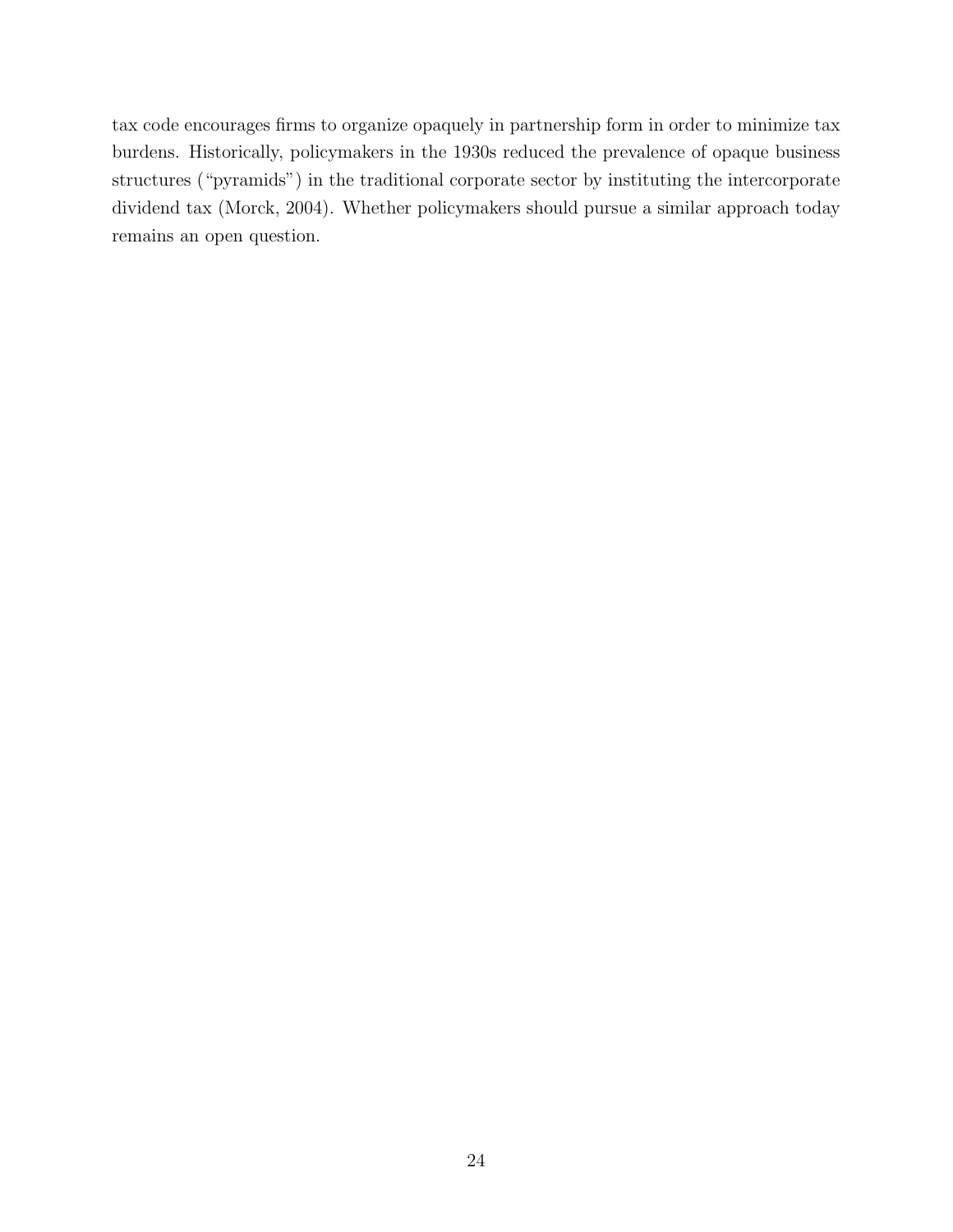tax code encourages firms to organize opaquely in partnership form in order to minimize tax burdens. Historically, policymakers in the 1930s reduced the prevalence of opaque business structures ("pyramids") in the traditional corporate sector by instituting the intercorporate dividend tax (Morck, 2004). Whether policymakers should pursue a similar approach today remains an open question.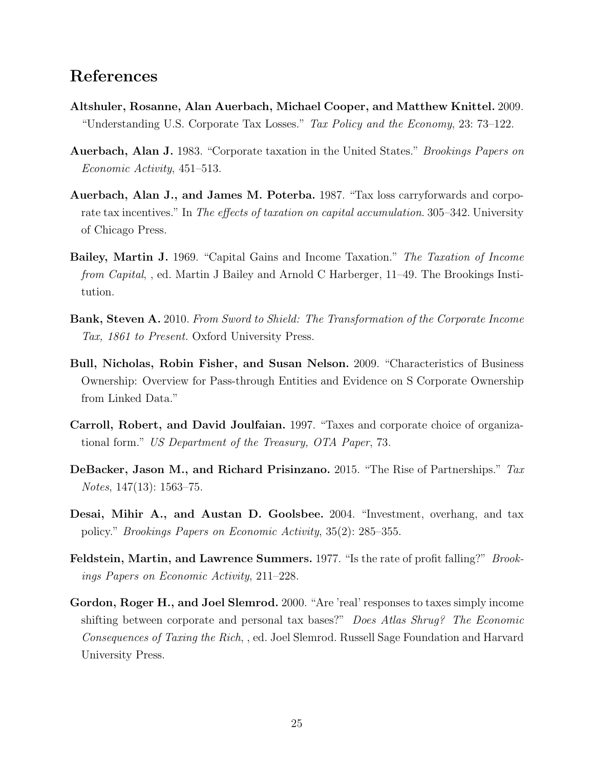## References

**Altshuler, Rosanne, Alan Auerbach, Michael Cooper, and Matthew Knittel.** 2009. "Understanding U.S. Corporate Tax Losses." *Tax Policy and the Economy*, 23: 73–122.

**Auerbach, Alan J.** 1983. "Corporate taxation in the United States." *Brookings Papers on Economic Activity*, 451–513.

**Auerbach, Alan J., and James M. Poterba.** 1987. "Tax loss carryforwards and corporate tax incentives." In *The effects of taxation on capital accumulation*. 305–342. University of Chicago Press.

**Bailey, Martin J.** 1969. "Capital Gains and Income Taxation." *The Taxation of Income from Capital*, , ed. Martin J Bailey and Arnold C Harberger, 11–49. The Brookings Institution.

**Bank, Steven A.** 2010. *From Sword to Shield: The Transformation of the Corporate Income Tax, 1861 to Present.* Oxford University Press.

**Bull, Nicholas, Robin Fisher, and Susan Nelson.** 2009. "Characteristics of Business Ownership: Overview for Pass-through Entities and Evidence on S Corporate Ownership from Linked Data."

**Carroll, Robert, and David Joulfaian.** 1997. "Taxes and corporate choice of organizational form." *US Department of the Treasury, OTA Paper*, 73.

**DeBacker, Jason M., and Richard Prisinzano.** 2015. "The Rise of Partnerships." *Tax Notes*, 147(13): 1563–75.

**Desai, Mihir A., and Austan D. Goolsbee.** 2004. "Investment, overhang, and tax policy." *Brookings Papers on Economic Activity*, 35(2): 285–355.

**Feldstein, Martin, and Lawrence Summers.** 1977. "Is the rate of profit falling?" *Brookings Papers on Economic Activity*, 211–228.

**Gordon, Roger H., and Joel Slemrod.** 2000. "Are 'real' responses to taxes simply income shifting between corporate and personal tax bases?" *Does Atlas Shrug? The Economic Consequences of Taxing the Rich*, , ed. Joel Slemrod. Russell Sage Foundation and Harvard University Press.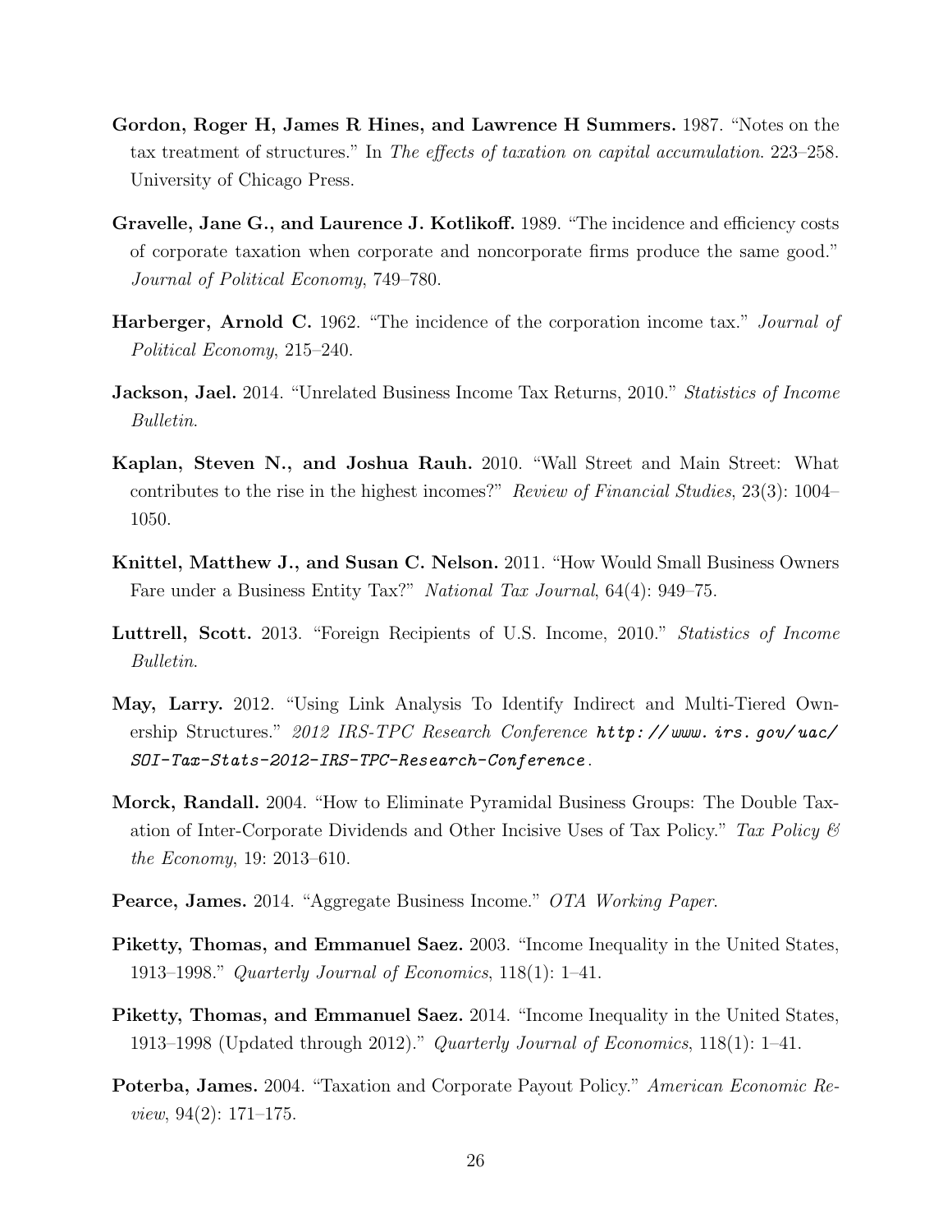**Gordon, Roger H, James R Hines, and Lawrence H Summers.** 1987. "Notes on the tax treatment of structures." In *The effects of taxation on capital accumulation*. 223–258. University of Chicago Press.

**Gravelle, Jane G., and Laurence J. Kotlikoff.** 1989. "The incidence and efficiency costs of corporate taxation when corporate and noncorporate firms produce the same good." *Journal of Political Economy*, 749–780.

**Harberger, Arnold C.** 1962. "The incidence of the corporation income tax." *Journal of Political Economy*, 215–240.

**Jackson, Jael.** 2014. "Unrelated Business Income Tax Returns, 2010." *Statistics of Income Bulletin*.

**Kaplan, Steven N., and Joshua Rauh.** 2010. "Wall Street and Main Street: What contributes to the rise in the highest incomes?" *Review of Financial Studies*, 23(3): 1004–1050.

**Knittel, Matthew J., and Susan C. Nelson.** 2011. "How Would Small Business Owners Fare under a Business Entity Tax?" *National Tax Journal*, 64(4): 949–75.

**Luttrell, Scott.** 2013. "Foreign Recipients of U.S. Income, 2010." *Statistics of Income Bulletin*.

**May, Larry.** 2012. "Using Link Analysis To Identify Indirect and Multi-Tiered Ownership Structures." *2012 IRS-TPC Research Conference* *http://www.irs.gov/uac/SOI-Tax-Stats-2012-IRS-TPC-Research-Conference*.

**Morck, Randall.** 2004. "How to Eliminate Pyramidal Business Groups: The Double Taxation of Inter-Corporate Dividends and Other Incisive Uses of Tax Policy." *Tax Policy & the Economy*, 19: 2013–610.

**Pearce, James.** 2014. "Aggregate Business Income." *OTA Working Paper*.

**Piketty, Thomas, and Emmanuel Saez.** 2003. "Income Inequality in the United States, 1913–1998." *Quarterly Journal of Economics*, 118(1): 1–41.

**Piketty, Thomas, and Emmanuel Saez.** 2014. "Income Inequality in the United States, 1913–1998 (Updated through 2012)." *Quarterly Journal of Economics*, 118(1): 1–41.

**Poterba, James.** 2004. "Taxation and Corporate Payout Policy." *American Economic Review*, 94(2): 171–175.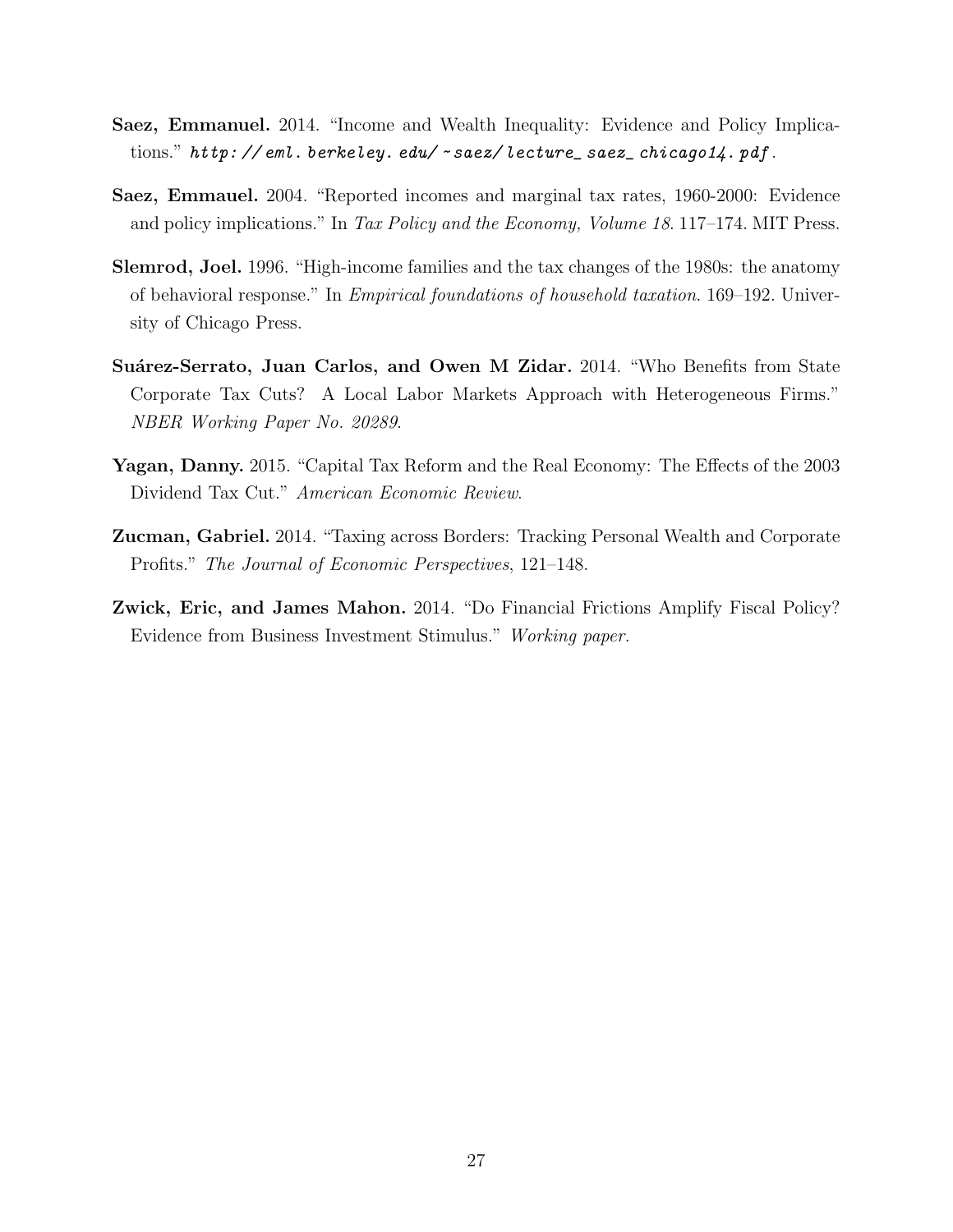**Saez, Emmanuel.** 2014. "Income and Wealth Inequality: Evidence and Policy Implications." *http://eml.berkeley.edu/~saez/lecture_saez_chicago14.pdf*.

**Saez, Emmauel.** 2004. "Reported incomes and marginal tax rates, 1960-2000: Evidence and policy implications." In *Tax Policy and the Economy, Volume 18*. 117–174. MIT Press.

**Slemrod, Joel.** 1996. "High-income families and the tax changes of the 1980s: the anatomy of behavioral response." In *Empirical foundations of household taxation*. 169–192. University of Chicago Press.

**Suárez-Serrato, Juan Carlos, and Owen M Zidar.** 2014. "Who Benefits from State Corporate Tax Cuts? A Local Labor Markets Approach with Heterogeneous Firms." *NBER Working Paper No. 20289*.

**Yagan, Danny.** 2015. "Capital Tax Reform and the Real Economy: The Effects of the 2003 Dividend Tax Cut." *American Economic Review*.

**Zucman, Gabriel.** 2014. "Taxing across Borders: Tracking Personal Wealth and Corporate Profits." *The Journal of Economic Perspectives*, 121–148.

**Zwick, Eric, and James Mahon.** 2014. "Do Financial Frictions Amplify Fiscal Policy? Evidence from Business Investment Stimulus." *Working paper*.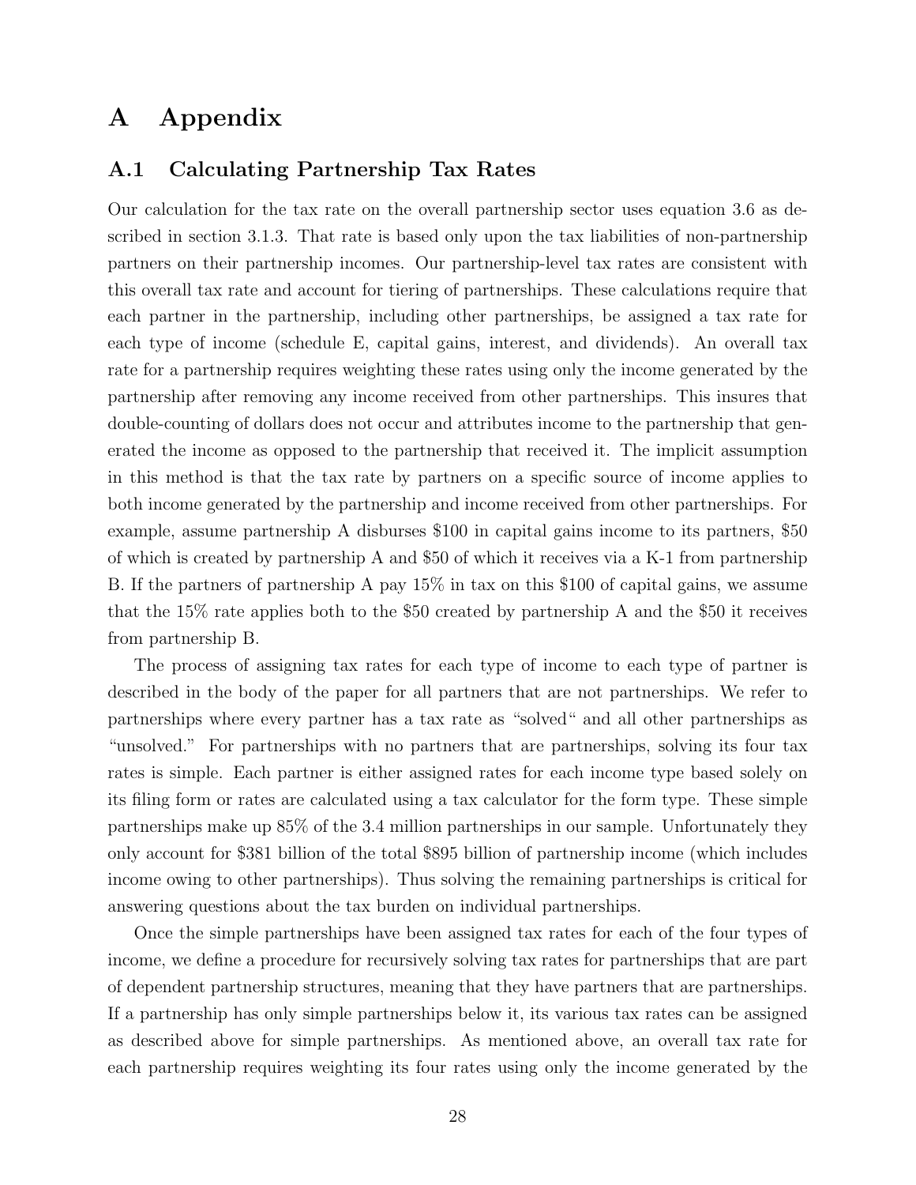# A Appendix

## A.1 Calculating Partnership Tax Rates

Our calculation for the tax rate on the overall partnership sector uses equation 3.6 as described in section 3.1.3. That rate is based only upon the tax liabilities of non-partnership partners on their partnership incomes. Our partnership-level tax rates are consistent with this overall tax rate and account for tiering of partnerships. These calculations require that each partner in the partnership, including other partnerships, be assigned a tax rate for each type of income (schedule E, capital gains, interest, and dividends). An overall tax rate for a partnership requires weighting these rates using only the income generated by the partnership after removing any income received from other partnerships. This insures that double-counting of dollars does not occur and attributes income to the partnership that generated the income as opposed to the partnership that received it. The implicit assumption in this method is that the tax rate by partners on a specific source of income applies to both income generated by the partnership and income received from other partnerships. For example, assume partnership A disburses \$100 in capital gains income to its partners, \$50 of which is created by partnership A and \$50 of which it receives via a K-1 from partnership B. If the partners of partnership A pay 15% in tax on this \$100 of capital gains, we assume that the 15% rate applies both to the \$50 created by partnership A and the \$50 it receives from partnership B.

The process of assigning tax rates for each type of income to each type of partner is described in the body of the paper for all partners that are not partnerships. We refer to partnerships where every partner has a tax rate as "solved" and all other partnerships as "unsolved." For partnerships with no partners that are partnerships, solving its four tax rates is simple. Each partner is either assigned rates for each income type based solely on its filing form or rates are calculated using a tax calculator for the form type. These simple partnerships make up 85% of the 3.4 million partnerships in our sample. Unfortunately they only account for \$381 billion of the total \$895 billion of partnership income (which includes income owing to other partnerships). Thus solving the remaining partnerships is critical for answering questions about the tax burden on individual partnerships.

Once the simple partnerships have been assigned tax rates for each of the four types of income, we define a procedure for recursively solving tax rates for partnerships that are part of dependent partnership structures, meaning that they have partners that are partnerships. If a partnership has only simple partnerships below it, its various tax rates can be assigned as described above for simple partnerships. As mentioned above, an overall tax rate for each partnership requires weighting its four rates using only the income generated by the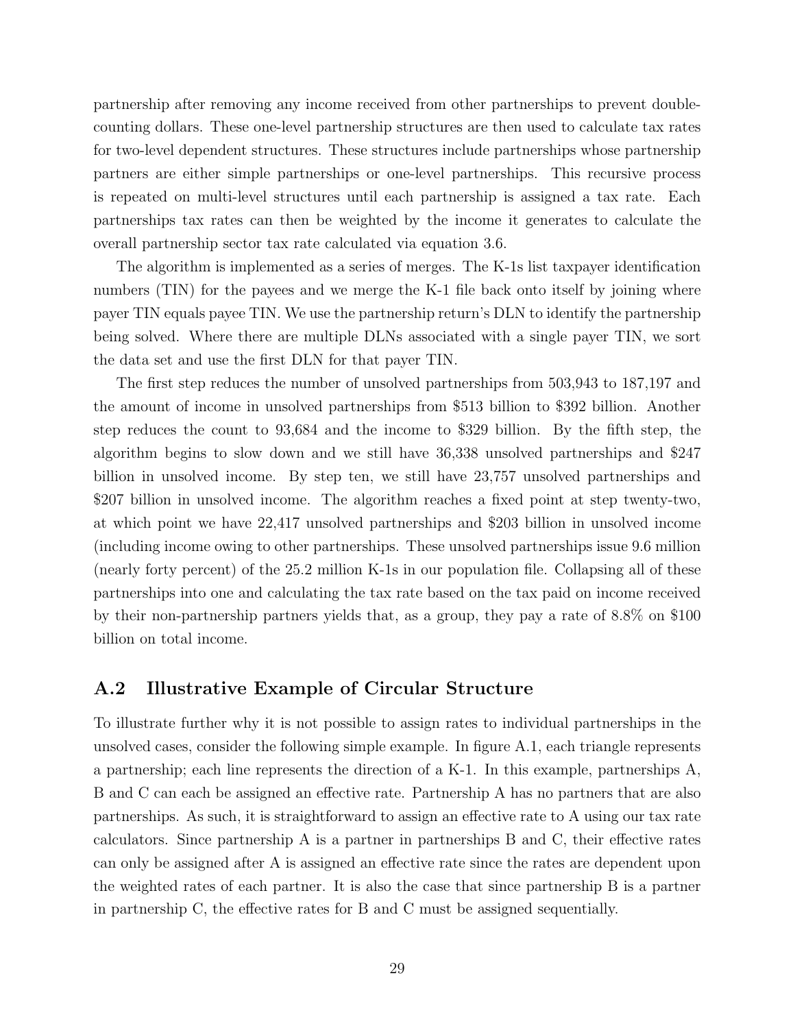partnership after removing any income received from other partnerships to prevent double-counting dollars. These one-level partnership structures are then used to calculate tax rates for two-level dependent structures. These structures include partnerships whose partnership partners are either simple partnerships or one-level partnerships. This recursive process is repeated on multi-level structures until each partnership is assigned a tax rate. Each partnerships tax rates can then be weighted by the income it generates to calculate the overall partnership sector tax rate calculated via equation 3.6.

The algorithm is implemented as a series of merges. The K-1s list taxpayer identification numbers (TIN) for the payees and we merge the K-1 file back onto itself by joining where payer TIN equals payee TIN. We use the partnership return's DLN to identify the partnership being solved. Where there are multiple DLNs associated with a single payer TIN, we sort the data set and use the first DLN for that payer TIN.

The first step reduces the number of unsolved partnerships from 503,943 to 187,197 and the amount of income in unsolved partnerships from \$513 billion to \$392 billion. Another step reduces the count to 93,684 and the income to \$329 billion. By the fifth step, the algorithm begins to slow down and we still have 36,338 unsolved partnerships and \$247 billion in unsolved income. By step ten, we still have 23,757 unsolved partnerships and \$207 billion in unsolved income. The algorithm reaches a fixed point at step twenty-two, at which point we have 22,417 unsolved partnerships and \$203 billion in unsolved income (including income owing to other partnerships. These unsolved partnerships issue 9.6 million (nearly forty percent) of the 25.2 million K-1s in our population file. Collapsing all of these partnerships into one and calculating the tax rate based on the tax paid on income received by their non-partnership partners yields that, as a group, they pay a rate of 8.8% on \$100 billion on total income.

## A.2 Illustrative Example of Circular Structure

To illustrate further why it is not possible to assign rates to individual partnerships in the unsolved cases, consider the following simple example. In figure A.1, each triangle represents a partnership; each line represents the direction of a K-1. In this example, partnerships A, B and C can each be assigned an effective rate. Partnership A has no partners that are also partnerships. As such, it is straightforward to assign an effective rate to A using our tax rate calculators. Since partnership A is a partner in partnerships B and C, their effective rates can only be assigned after A is assigned an effective rate since the rates are dependent upon the weighted rates of each partner. It is also the case that since partnership B is a partner in partnership C, the effective rates for B and C must be assigned sequentially.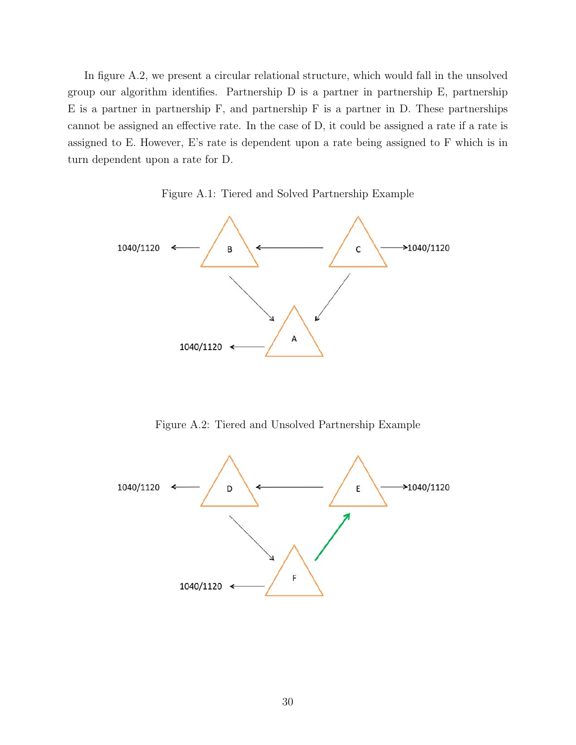In figure A.2, we present a circular relational structure, which would fall in the unsolved group our algorithm identifies. Partnership D is a partner in partnership E, partnership E is a partner in partnership F, and partnership F is a partner in D. These partnerships cannot be assigned an effective rate. In the case of D, it could be assigned a rate if a rate is assigned to E. However, E's rate is dependent upon a rate being assigned to F which is in turn dependent upon a rate for D.

Figure A.1: Tiered and Solved Partnership Example

Figure A.2: Tiered and Unsolved Partnership Example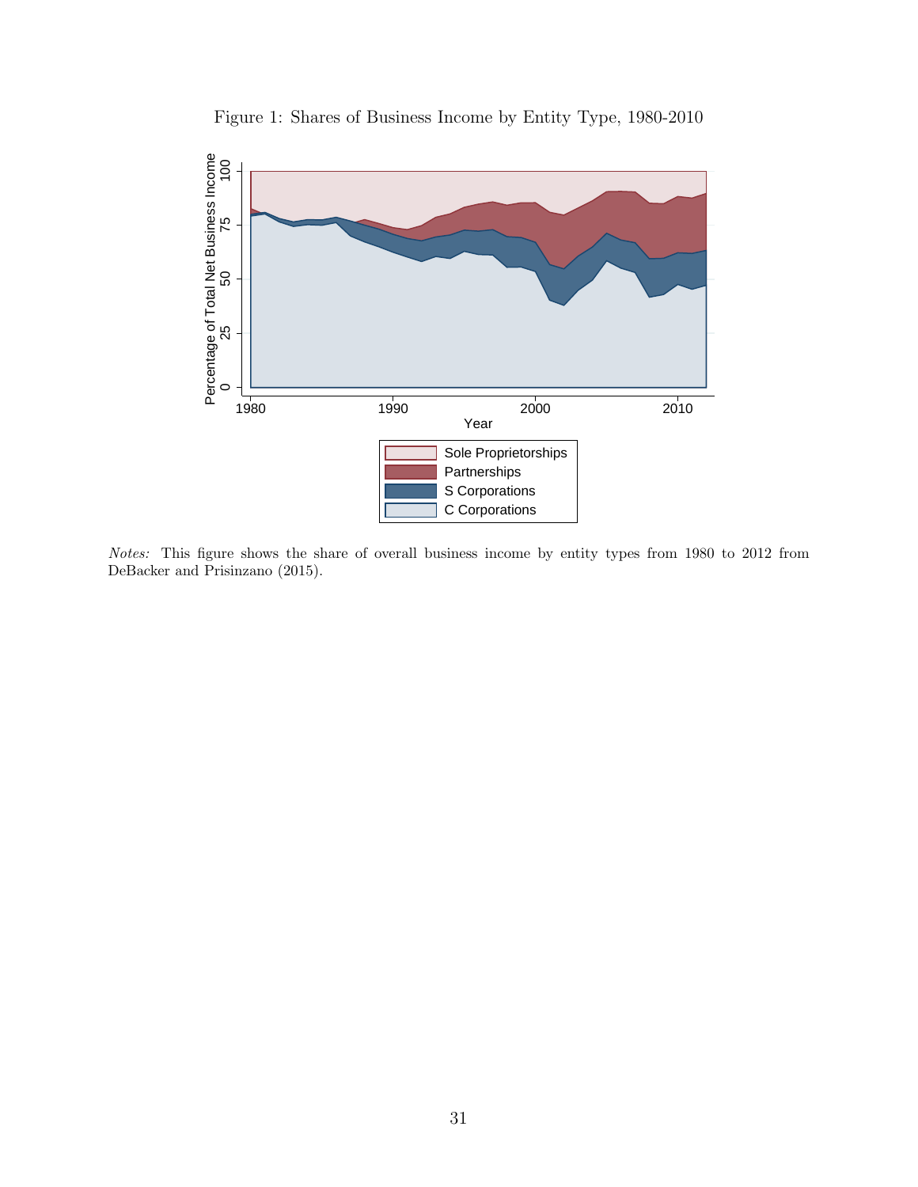Figure 1: Shares of Business Income by Entity Type, 1980-2010

*Notes:* This figure shows the share of overall business income by entity types from 1980 to 2012 from DeBacker and Prisinzano (2015).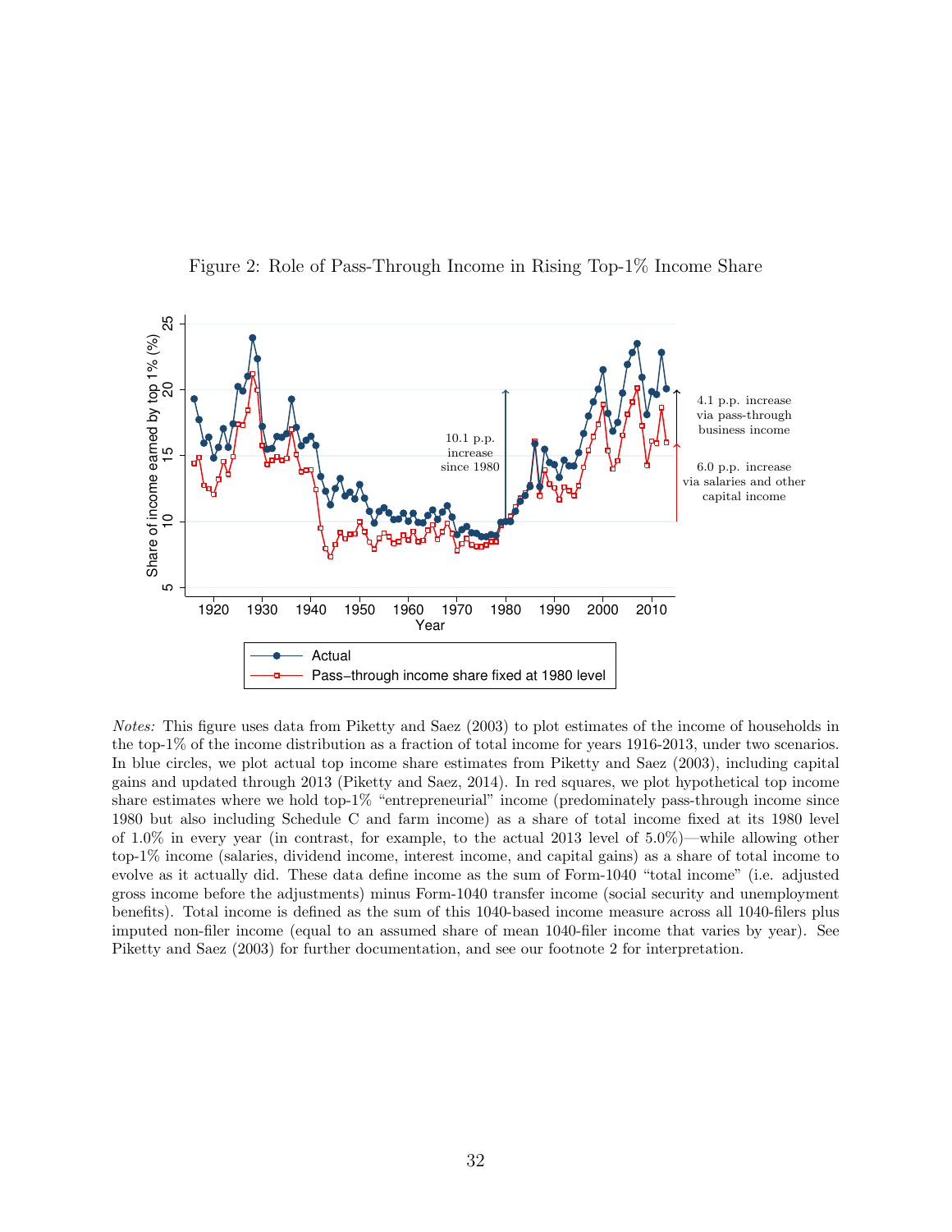Figure 2: Role of Pass-Through Income in Rising Top-1% Income Share

*Notes:* This figure uses data from Piketty and Saez (2003) to plot estimates of the income of households in the top-1% of the income distribution as a fraction of total income for years 1916-2013, under two scenarios. In blue circles, we plot actual top income share estimates from Piketty and Saez (2003), including capital gains and updated through 2013 (Piketty and Saez, 2014). In red squares, we plot hypothetical top income share estimates where we hold top-1% "entrepreneurial" income (predominately pass-through income since 1980 but also including Schedule C and farm income) as a share of total income fixed at its 1980 level of 1.0% in every year (in contrast, for example, to the actual 2013 level of 5.0%)—while allowing other top-1% income (salaries, dividend income, interest income, and capital gains) as a share of total income to evolve as it actually did. These data define income as the sum of Form-1040 "total income" (i.e. adjusted gross income before the adjustments) minus Form-1040 transfer income (social security and unemployment benefits). Total income is defined as the sum of this 1040-based income measure across all 1040-filers plus imputed non-filer income (equal to an assumed share of mean 1040-filer income that varies by year). See Piketty and Saez (2003) for further documentation, and see our footnote 2 for interpretation.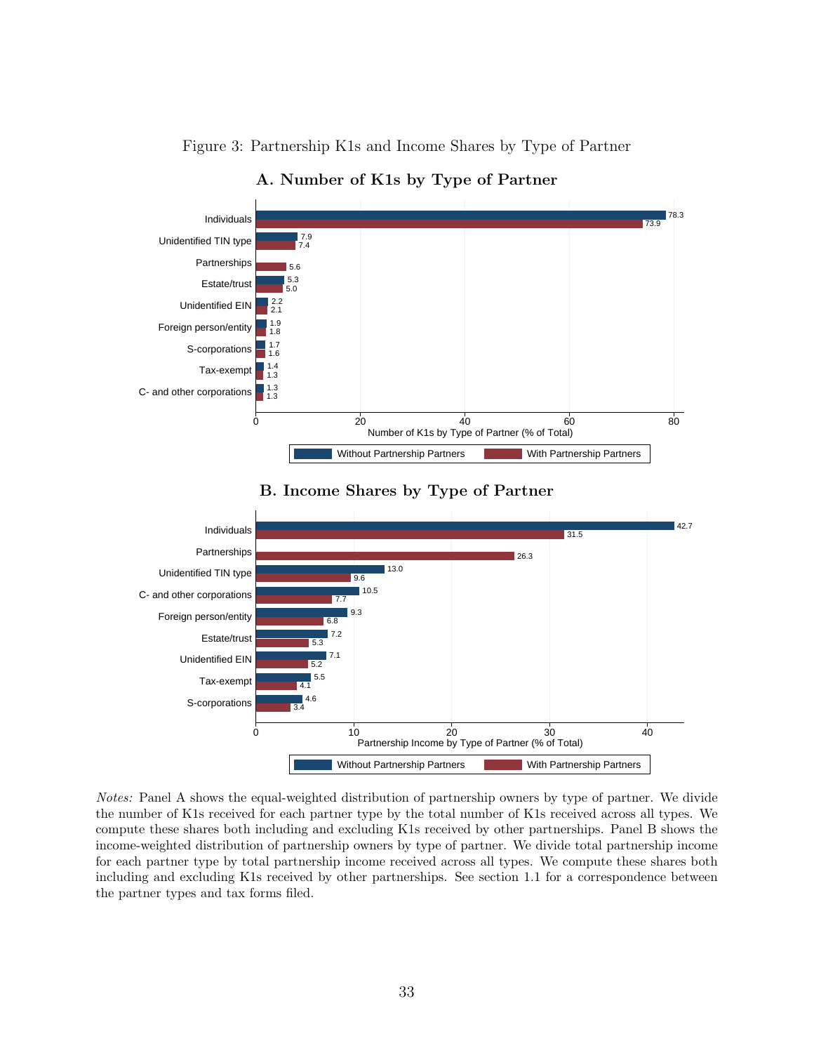Figure 3: Partnership K1s and Income Shares by Type of Partner

### A. Number of K1s by Type of Partner

| Type of Partner | Without Partnership Partners | With Partnership Partners |
|---|---|---|
| Individuals | 78.3 | 73.9 |
| Unidentified TIN type | 7.9 | 7.4 |
| Partnerships | | 5.6 |
| Estate/trust | 5.3 | 5.0 |
| Unidentified EIN | 2.2 | 2.1 |
| Foreign person/entity | 1.9 | 1.8 |
| S-corporations | 1.7 | 1.6 |
| Tax-exempt | 1.4 | 1.3 |
| C- and other corporations | 1.3 | 1.3 |

Number of K1s by Type of Partner (% of Total)

### B. Income Shares by Type of Partner

| Type of Partner | Without Partnership Partners | With Partnership Partners |
|---|---|---|
| Individuals | 42.7 | 31.5 |
| Partnerships | | 26.3 |
| Unidentified TIN type | 13.0 | 9.6 |
| C- and other corporations | 10.5 | 7.7 |
| Foreign person/entity | 9.3 | 6.8 |
| Estate/trust | 7.2 | 5.3 |
| Unidentified EIN | 7.1 | 5.2 |
| Tax-exempt | 5.5 | 4.1 |
| S-corporations | 4.6 | 3.4 |

Partnership Income by Type of Partner (% of Total)

*Notes:* Panel A shows the equal-weighted distribution of partnership owners by type of partner. We divide the number of K1s received for each partner type by the total number of K1s received across all types. We compute these shares both including and excluding K1s received by other partnerships. Panel B shows the income-weighted distribution of partnership owners by type of partner. We divide total partnership income for each partner type by total partnership income received across all types. We compute these shares both including and excluding K1s received by other partnerships. See section 1.1 for a correspondence between the partner types and tax forms filed.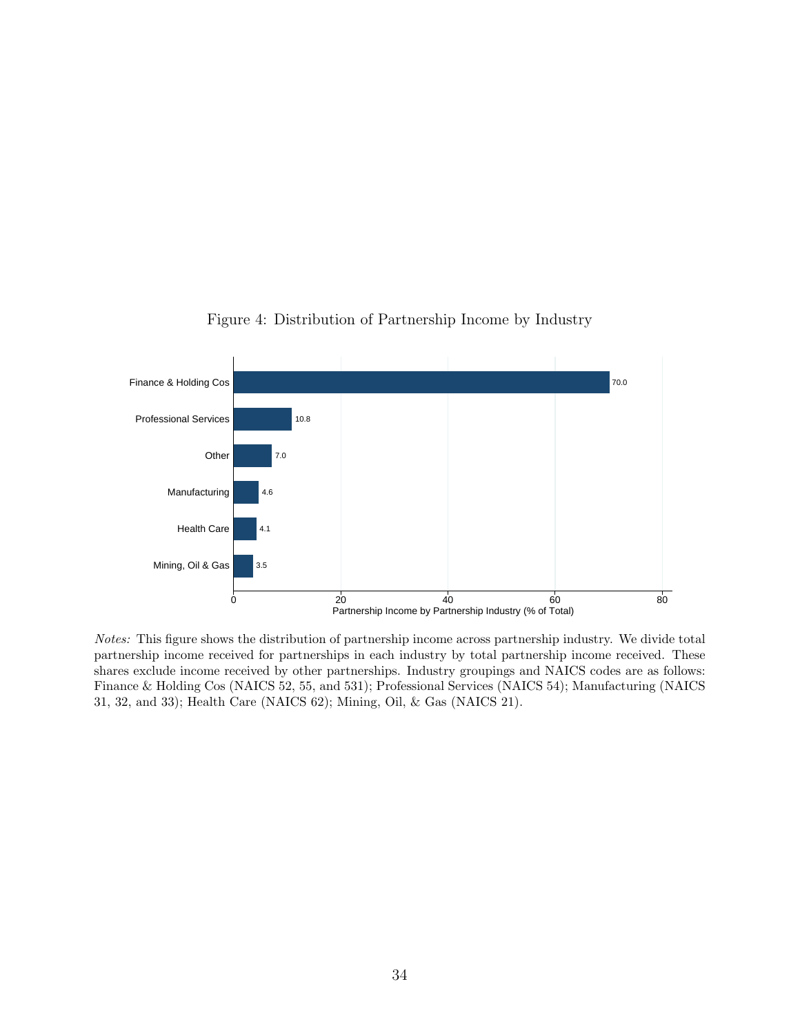Figure 4: Distribution of Partnership Income by Industry

| Industry | Partnership Income by Partnership Industry (% of Total) |
|---|---|
| Finance & Holding Cos | 70.0 |
| Professional Services | 10.8 |
| Other | 7.0 |
| Manufacturing | 4.6 |
| Health Care | 4.1 |
| Mining, Oil & Gas | 3.5 |

*Notes:* This figure shows the distribution of partnership income across partnership industry. We divide total partnership income received for partnerships in each industry by total partnership income received. These shares exclude income received by other partnerships. Industry groupings and NAICS codes are as follows: Finance & Holding Cos (NAICS 52, 55, and 531); Professional Services (NAICS 54); Manufacturing (NAICS 31, 32, and 33); Health Care (NAICS 62); Mining, Oil, & Gas (NAICS 21).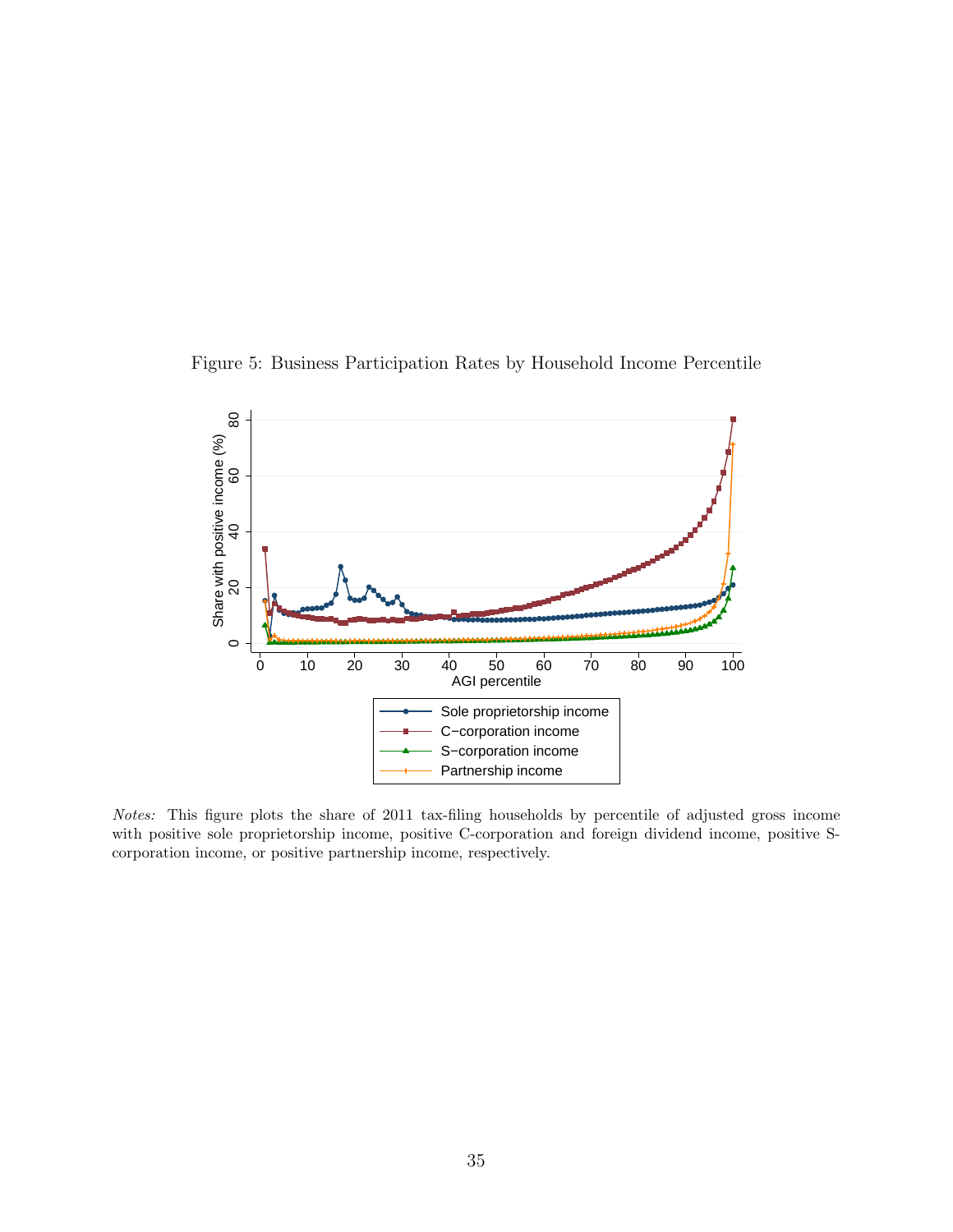Figure 5: Business Participation Rates by Household Income Percentile

*Notes:* This figure plots the share of 2011 tax-filing households by percentile of adjusted gross income with positive sole proprietorship income, positive C-corporation and foreign dividend income, positive S-corporation income, or positive partnership income, respectively.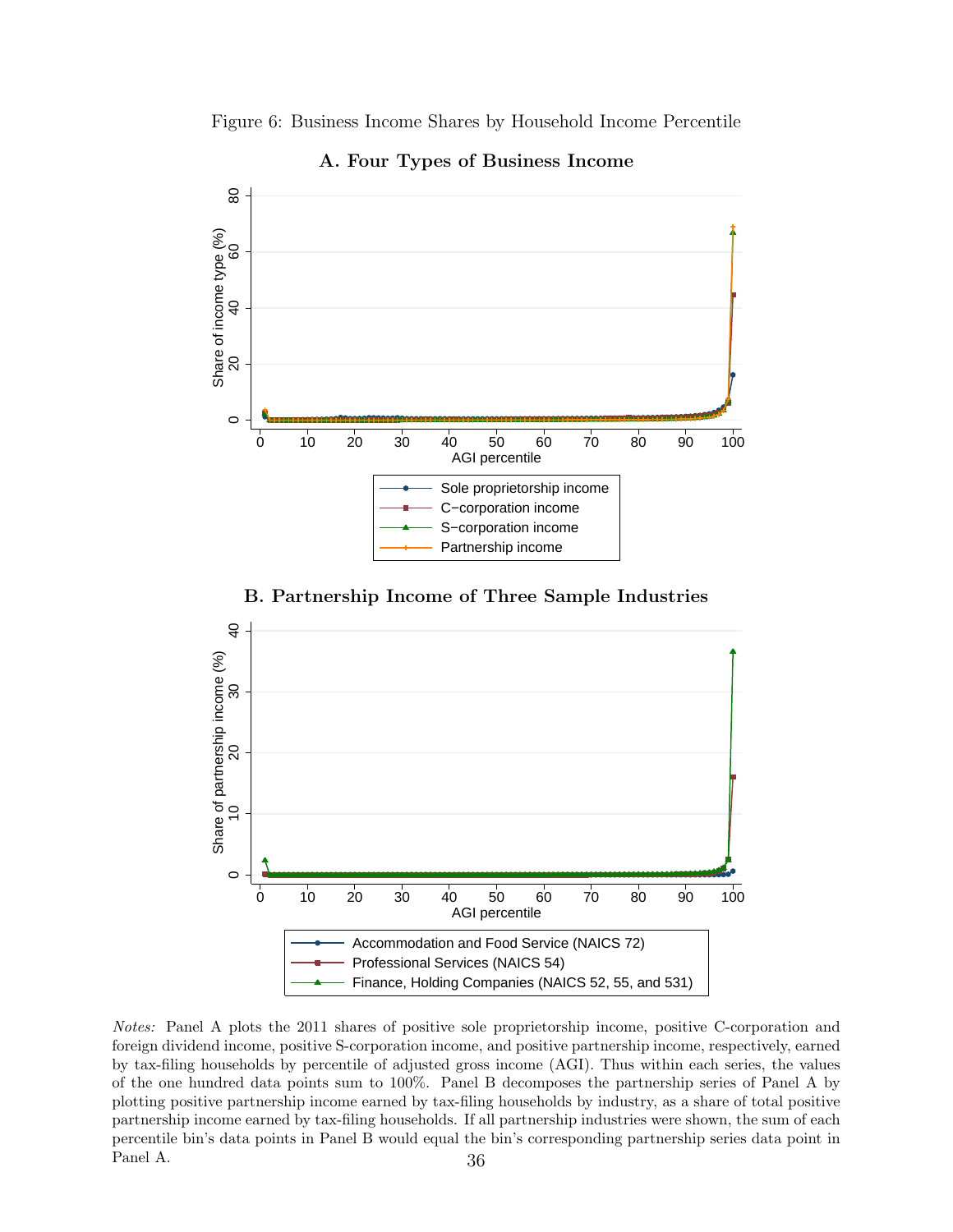Figure 6: Business Income Shares by Household Income Percentile

**A. Four Types of Business Income**

**B. Partnership Income of Three Sample Industries**

*Notes:* Panel A plots the 2011 shares of positive sole proprietorship income, positive C-corporation and foreign dividend income, positive S-corporation income, and positive partnership income, respectively, earned by tax-filing households by percentile of adjusted gross income (AGI). Thus within each series, the values of the one hundred data points sum to 100%. Panel B decomposes the partnership series of Panel A by plotting positive partnership income earned by tax-filing households by industry, as a share of total positive partnership income earned by tax-filing households. If all partnership industries were shown, the sum of each percentile bin's data points in Panel B would equal the bin's corresponding partnership series data point in Panel A.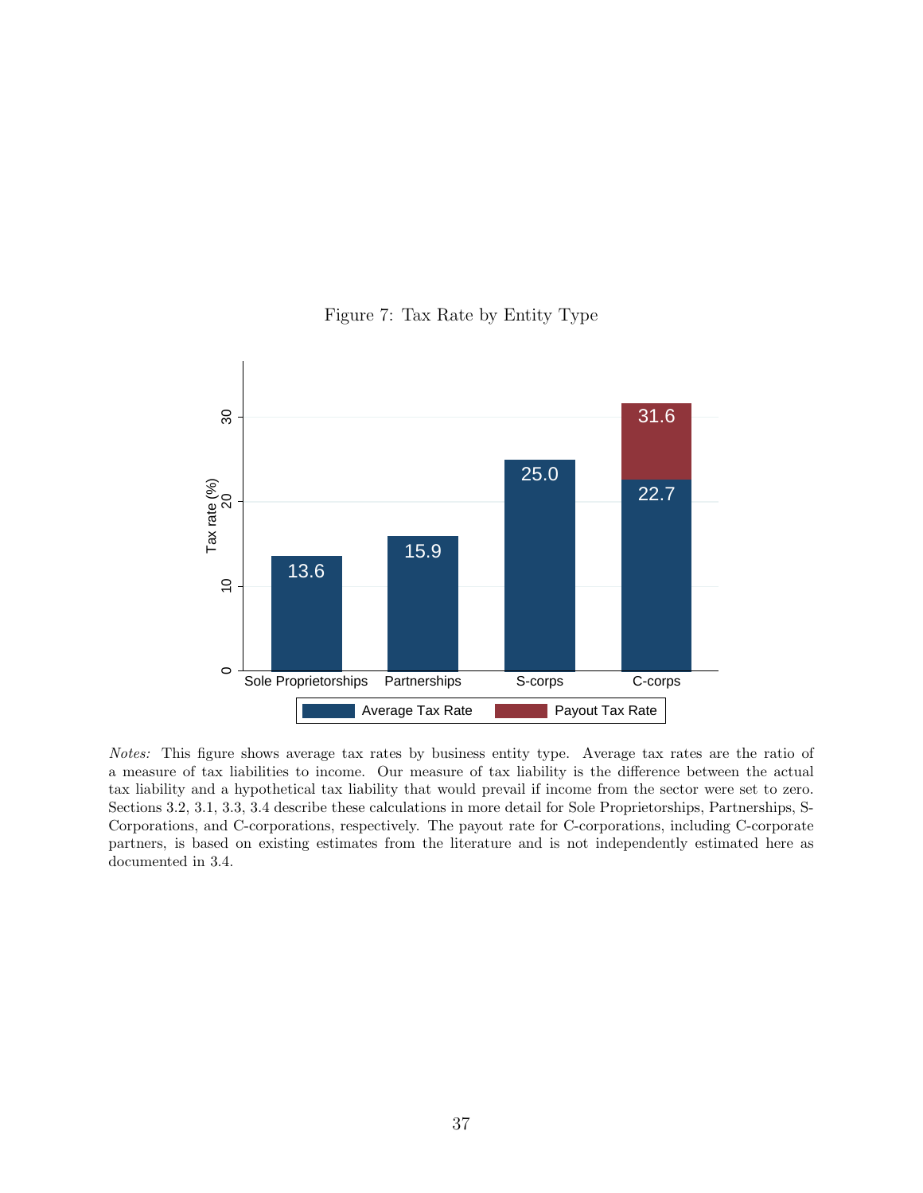Figure 7: Tax Rate by Entity Type

*Notes:* This figure shows average tax rates by business entity type. Average tax rates are the ratio of a measure of tax liabilities to income. Our measure of tax liability is the difference between the actual tax liability and a hypothetical tax liability that would prevail if income from the sector were set to zero. Sections 3.2, 3.1, 3.3, 3.4 describe these calculations in more detail for Sole Proprietorships, Partnerships, S-Corporations, and C-corporations, respectively. The payout rate for C-corporations, including C-corporate partners, is based on existing estimates from the literature and is not independently estimated here as documented in 3.4.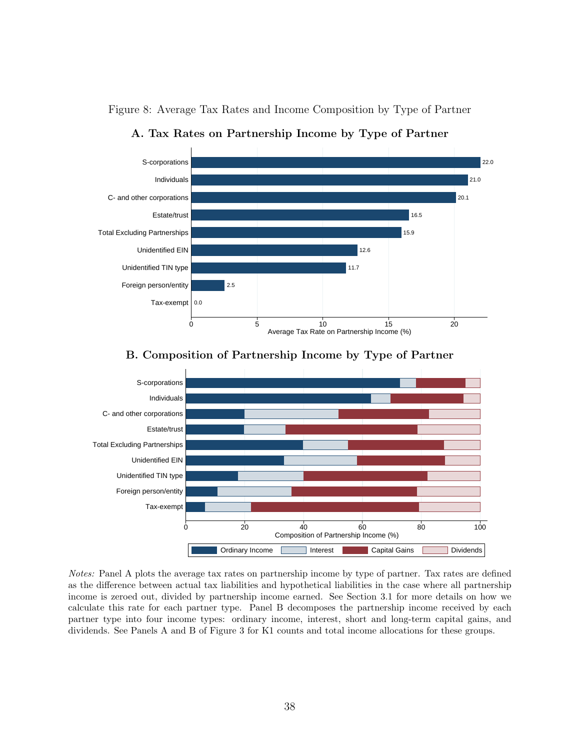Figure 8: Average Tax Rates and Income Composition by Type of Partner

**A. Tax Rates on Partnership Income by Type of Partner**

| Type of Partner | Average Tax Rate on Partnership Income (%) |
|---|---|
| S-corporations | 22.0 |
| Individuals | 21.0 |
| C- and other corporations | 20.1 |
| Estate/trust | 16.5 |
| Total Excluding Partnerships | 15.9 |
| Unidentified EIN | 12.6 |
| Unidentified TIN type | 11.7 |
| Foreign person/entity | 2.5 |
| Tax-exempt | 0.0 |

**B. Composition of Partnership Income by Type of Partner**

Composition of Partnership Income (%) — Ordinary Income, Interest, Capital Gains, Dividends

*Notes:* Panel A plots the average tax rates on partnership income by type of partner. Tax rates are defined as the difference between actual tax liabilities and hypothetical liabilities in the case where all partnership income is zeroed out, divided by partnership income earned. See Section 3.1 for more details on how we calculate this rate for each partner type. Panel B decomposes the partnership income received by each partner type into four income types: ordinary income, interest, short and long-term capital gains, and dividends. See Panels A and B of Figure 3 for K1 counts and total income allocations for these groups.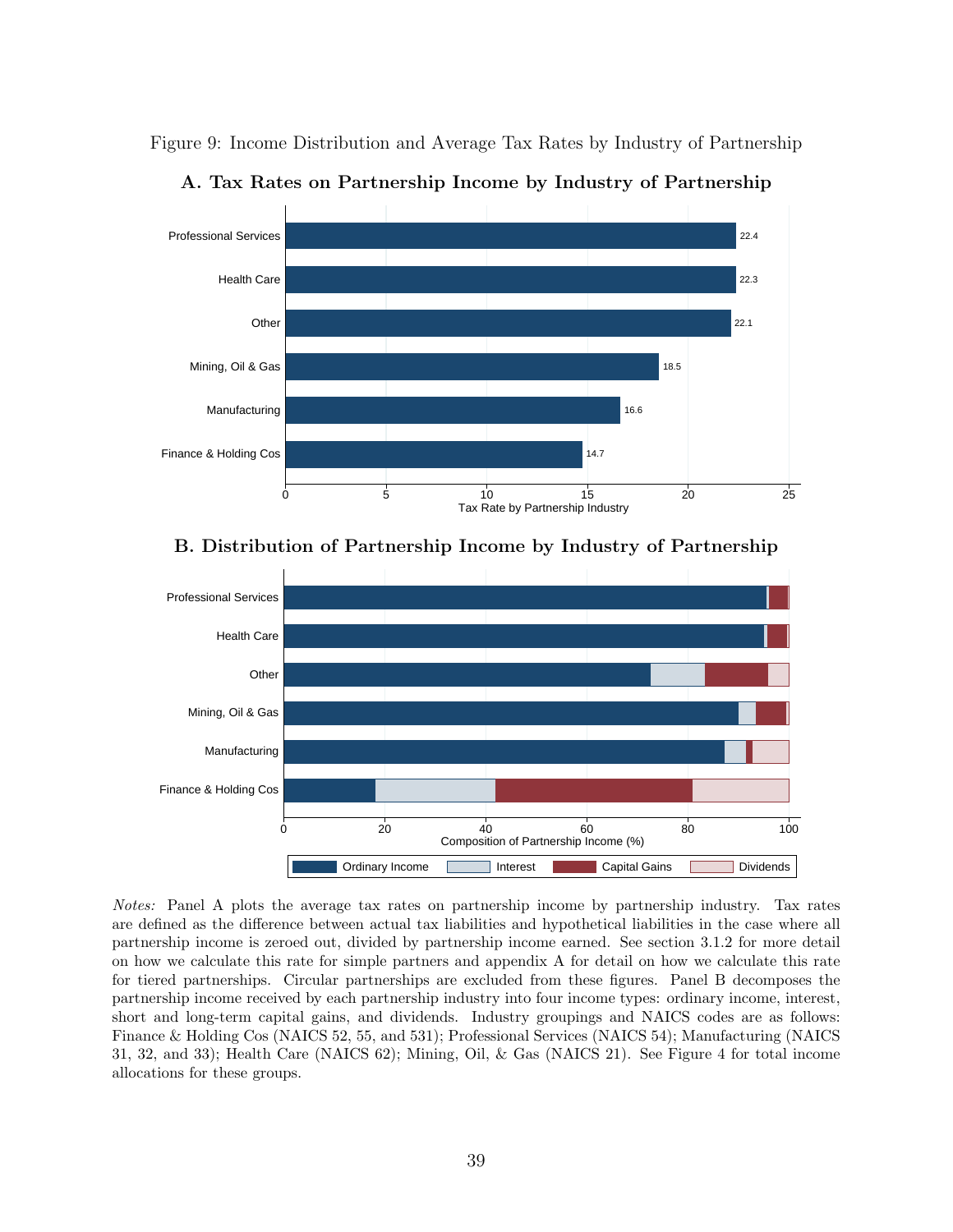Figure 9: Income Distribution and Average Tax Rates by Industry of Partnership

**A. Tax Rates on Partnership Income by Industry of Partnership**

| Industry | Tax Rate by Partnership Industry |
|---|---|
| Professional Services | 22.4 |
| Health Care | 22.3 |
| Other | 22.1 |
| Mining, Oil & Gas | 18.5 |
| Manufacturing | 16.6 |
| Finance & Holding Cos | 14.7 |

**B. Distribution of Partnership Income by Industry of Partnership**

Composition of Partnership Income (%)

Legend: Ordinary Income, Interest, Capital Gains, Dividends

*Notes:* Panel A plots the average tax rates on partnership income by partnership industry. Tax rates are defined as the difference between actual tax liabilities and hypothetical liabilities in the case where all partnership income is zeroed out, divided by partnership income earned. See section 3.1.2 for more detail on how we calculate this rate for simple partners and appendix A for detail on how we calculate this rate for tiered partnerships. Circular partnerships are excluded from these figures. Panel B decomposes the partnership income received by each partnership industry into four income types: ordinary income, interest, short and long-term capital gains, and dividends. Industry groupings and NAICS codes are as follows: Finance & Holding Cos (NAICS 52, 55, and 531); Professional Services (NAICS 54); Manufacturing (NAICS 31, 32, and 33); Health Care (NAICS 62); Mining, Oil, & Gas (NAICS 21). See Figure 4 for total income allocations for these groups.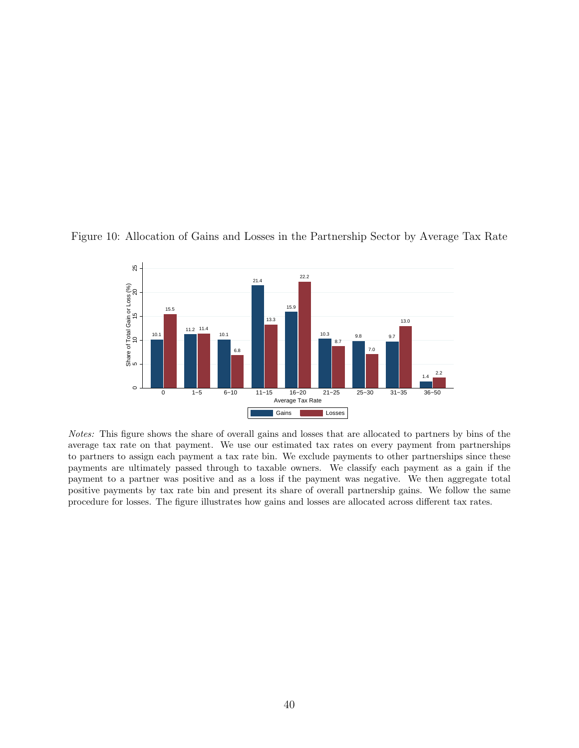Figure 10: Allocation of Gains and Losses in the Partnership Sector by Average Tax Rate

Share of Total Gain or Loss (%)

0
5
10
15
20
25

10.1 15.5
11.2 11.4
10.1 6.8
21.4 13.3
15.9 22.2
10.3 8.7
9.8 7.0
9.7 13.0
1.4 2.2

0
1−5
6−10
11−15
16−20
21−25
25−30
31−35
36−50

Average Tax Rate

Gains
Losses

*Notes:* This figure shows the share of overall gains and losses that are allocated to partners by bins of the average tax rate on that payment. We use our estimated tax rates on every payment from partnerships to partners to assign each payment a tax rate bin. We exclude payments to other partnerships since these payments are ultimately passed through to taxable owners. We classify each payment as a gain if the payment to a partner was positive and as a loss if the payment was negative. We then aggregate total positive payments by tax rate bin and present its share of overall partnership gains. We follow the same procedure for losses. The figure illustrates how gains and losses are allocated across different tax rates.